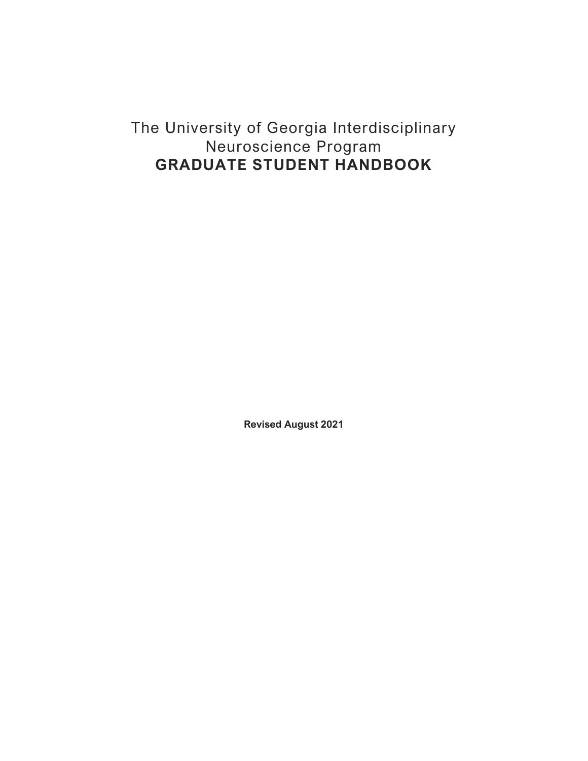# The University of Georgia Interdisciplinary Neuroscience Program

# GRADUATE STUDENT HANDBOOK

**Revised August 2021**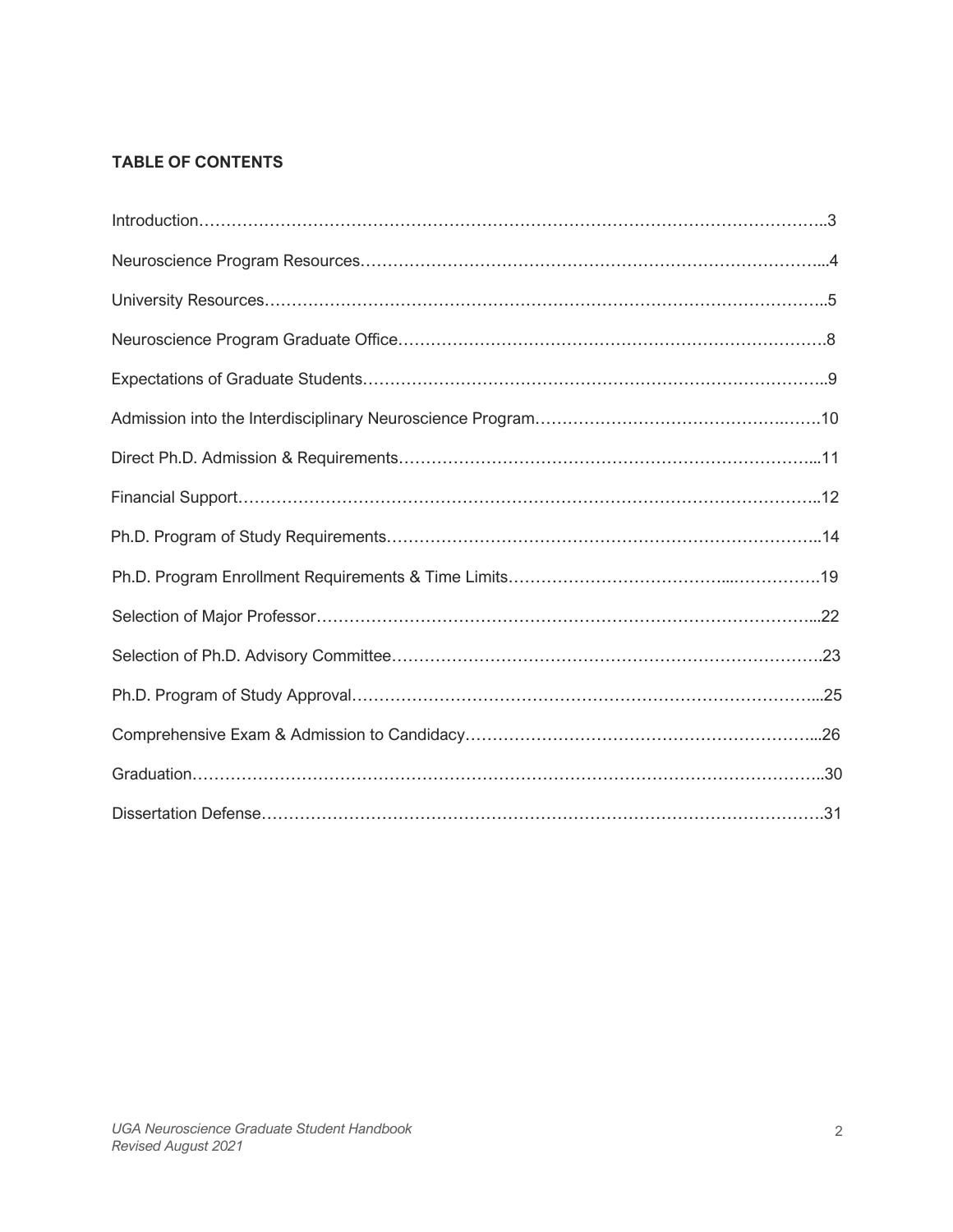## TABLE OF CONTENTS

Introduction……………………………………………………………………………………………..3

Neuroscience Program Resources………………………………………………………………………...4

University Resources……………………………………………………………………………………..5

Neuroscience Program Graduate Office………………………………………………………………….8

Expectations of Graduate Students………………………………………………………………………..9

Admission into the Interdisciplinary Neuroscience Program…………………………………………….10

Direct Ph.D. Admission & Requirements………………………………………………………………...11

Financial Support…………………………………………………………………………………………..12

Ph.D. Program of Study Requirements……………………………………………………………………..14

Ph.D. Program Enrollment Requirements & Time Limits…………………………………...…………….19

Selection of Major Professor……………………………………………………………………………...22

Selection of Ph.D. Advisory Committee…………………………………………………………………23

Ph.D. Program of Study Approval………………………………………………………………………...25

Comprehensive Exam & Admission to Candidacy………………………………………………………...26

Graduation………………………………………………………………………………………………..30

Dissertation Defense……………………………………………………………………………………….31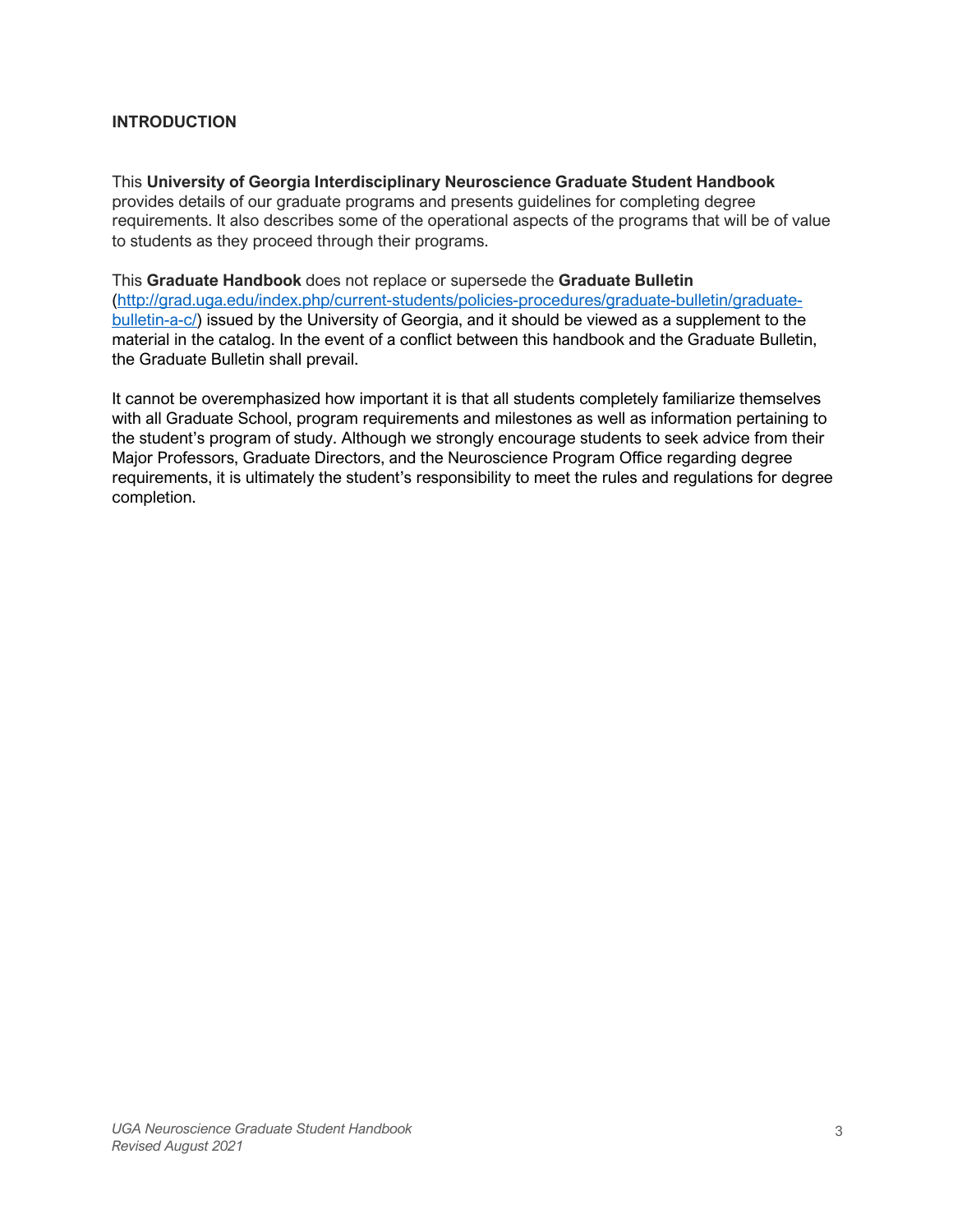## INTRODUCTION

This **University of Georgia Interdisciplinary Neuroscience Graduate Student Handbook** provides details of our graduate programs and presents guidelines for completing degree requirements. It also describes some of the operational aspects of the programs that will be of value to students as they proceed through their programs.

This **Graduate Handbook** does not replace or supersede the **Graduate Bulletin** ([http://grad.uga.edu/index.php/current-students/policies-procedures/graduate-bulletin/graduate-bulletin-a-c/](http://grad.uga.edu/index.php/current-students/policies-procedures/graduate-bulletin/graduate-bulletin-a-c/)) issued by the University of Georgia, and it should be viewed as a supplement to the material in the catalog. In the event of a conflict between this handbook and the Graduate Bulletin, the Graduate Bulletin shall prevail.

It cannot be overemphasized how important it is that all students completely familiarize themselves with all Graduate School, program requirements and milestones as well as information pertaining to the student's program of study. Although we strongly encourage students to seek advice from their Major Professors, Graduate Directors, and the Neuroscience Program Office regarding degree requirements, it is ultimately the student's responsibility to meet the rules and regulations for degree completion.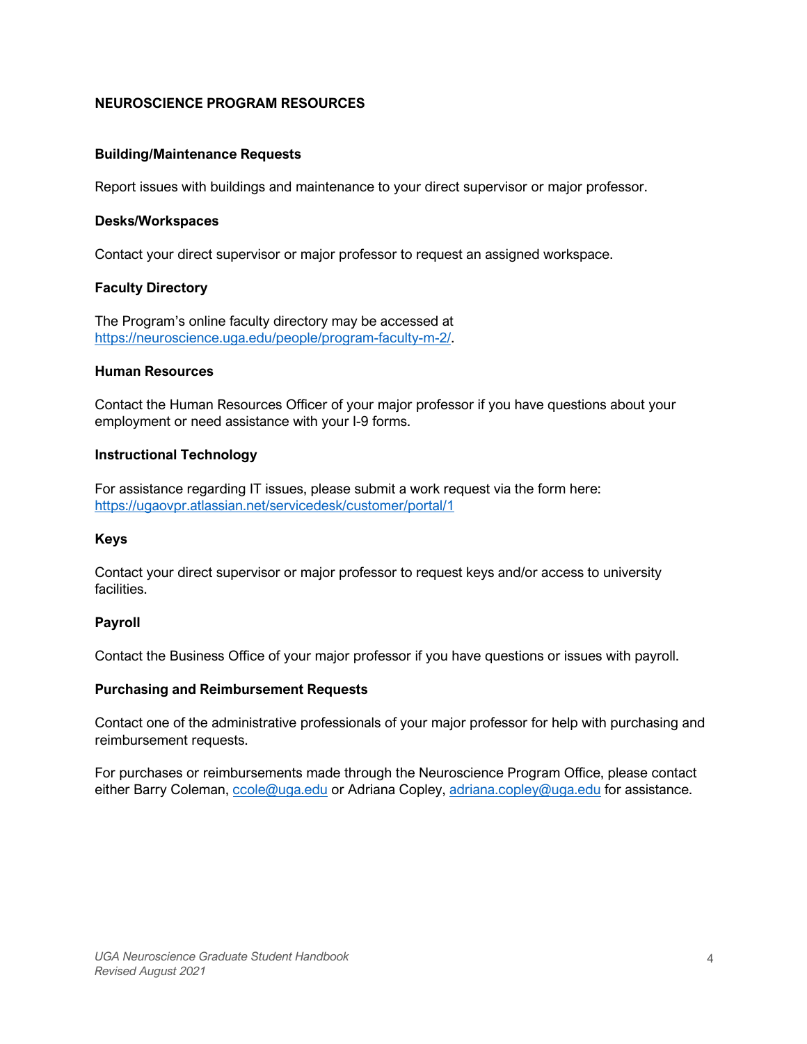## NEUROSCIENCE PROGRAM RESOURCES

### Building/Maintenance Requests

Report issues with buildings and maintenance to your direct supervisor or major professor.

### Desks/Workspaces

Contact your direct supervisor or major professor to request an assigned workspace.

### Faculty Directory

The Program's online faculty directory may be accessed at https://neuroscience.uga.edu/people/program-faculty-m-2/.

### Human Resources

Contact the Human Resources Officer of your major professor if you have questions about your employment or need assistance with your I-9 forms.

### Instructional Technology

For assistance regarding IT issues, please submit a work request via the form here: https://ugaovpr.atlassian.net/servicedesk/customer/portal/1

### Keys

Contact your direct supervisor or major professor to request keys and/or access to university facilities.

### Payroll

Contact the Business Office of your major professor if you have questions or issues with payroll.

### Purchasing and Reimbursement Requests

Contact one of the administrative professionals of your major professor for help with purchasing and reimbursement requests.

For purchases or reimbursements made through the Neuroscience Program Office, please contact either Barry Coleman, ccole@uga.edu or Adriana Copley, adriana.copley@uga.edu for assistance.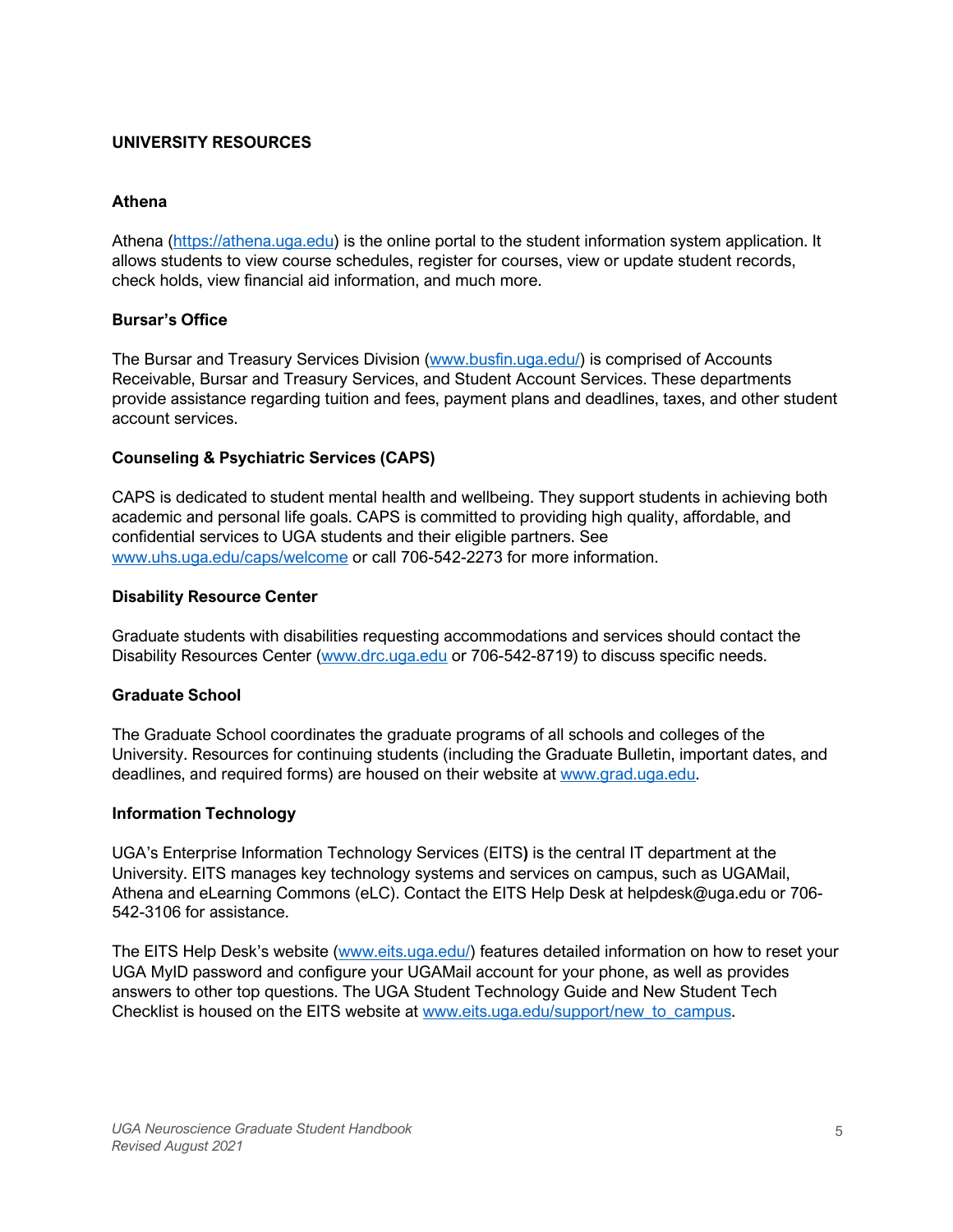## UNIVERSITY RESOURCES

### Athena

Athena (https://athena.uga.edu) is the online portal to the student information system application. It allows students to view course schedules, register for courses, view or update student records, check holds, view financial aid information, and much more.

### Bursar's Office

The Bursar and Treasury Services Division (www.busfin.uga.edu/) is comprised of Accounts Receivable, Bursar and Treasury Services, and Student Account Services. These departments provide assistance regarding tuition and fees, payment plans and deadlines, taxes, and other student account services.

### Counseling & Psychiatric Services (CAPS)

CAPS is dedicated to student mental health and wellbeing. They support students in achieving both academic and personal life goals. CAPS is committed to providing high quality, affordable, and confidential services to UGA students and their eligible partners. See www.uhs.uga.edu/caps/welcome or call 706-542-2273 for more information.

### Disability Resource Center

Graduate students with disabilities requesting accommodations and services should contact the Disability Resources Center (www.drc.uga.edu or 706-542-8719) to discuss specific needs.

### Graduate School

The Graduate School coordinates the graduate programs of all schools and colleges of the University. Resources for continuing students (including the Graduate Bulletin, important dates, and deadlines, and required forms) are housed on their website at www.grad.uga.edu.

### Information Technology

UGA's Enterprise Information Technology Services (EITS) is the central IT department at the University. EITS manages key technology systems and services on campus, such as UGAMail, Athena and eLearning Commons (eLC). Contact the EITS Help Desk at helpdesk@uga.edu or 706-542-3106 for assistance.

The EITS Help Desk's website (www.eits.uga.edu/) features detailed information on how to reset your UGA MyID password and configure your UGAMail account for your phone, as well as provides answers to other top questions. The UGA Student Technology Guide and New Student Tech Checklist is housed on the EITS website at www.eits.uga.edu/support/new_to_campus.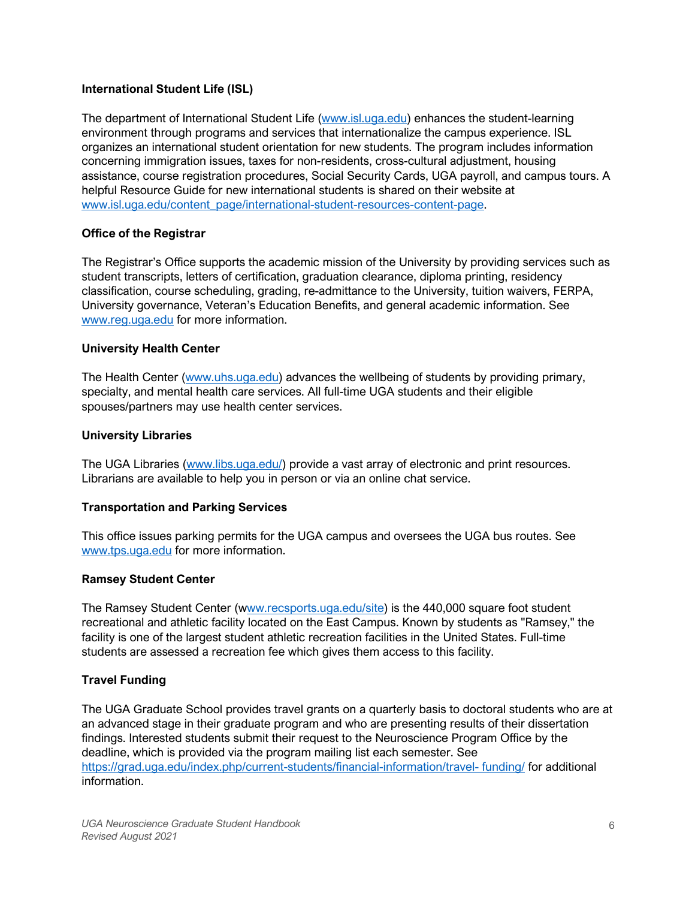**International Student Life (ISL)**

The department of International Student Life (www.isl.uga.edu) enhances the student-learning environment through programs and services that internationalize the campus experience. ISL organizes an international student orientation for new students. The program includes information concerning immigration issues, taxes for non-residents, cross-cultural adjustment, housing assistance, course registration procedures, Social Security Cards, UGA payroll, and campus tours. A helpful Resource Guide for new international students is shared on their website at www.isl.uga.edu/content_page/international-student-resources-content-page.

**Office of the Registrar**

The Registrar's Office supports the academic mission of the University by providing services such as student transcripts, letters of certification, graduation clearance, diploma printing, residency classification, course scheduling, grading, re-admittance to the University, tuition waivers, FERPA, University governance, Veteran's Education Benefits, and general academic information. See www.reg.uga.edu for more information.

**University Health Center**

The Health Center (www.uhs.uga.edu) advances the wellbeing of students by providing primary, specialty, and mental health care services. All full-time UGA students and their eligible spouses/partners may use health center services.

**University Libraries**

The UGA Libraries (www.libs.uga.edu/) provide a vast array of electronic and print resources. Librarians are available to help you in person or via an online chat service.

**Transportation and Parking Services**

This office issues parking permits for the UGA campus and oversees the UGA bus routes. See www.tps.uga.edu for more information.

**Ramsey Student Center**

The Ramsey Student Center (www.recsports.uga.edu/site) is the 440,000 square foot student recreational and athletic facility located on the East Campus. Known by students as "Ramsey," the facility is one of the largest student athletic recreation facilities in the United States. Full-time students are assessed a recreation fee which gives them access to this facility.

**Travel Funding**

The UGA Graduate School provides travel grants on a quarterly basis to doctoral students who are at an advanced stage in their graduate program and who are presenting results of their dissertation findings. Interested students submit their request to the Neuroscience Program Office by the deadline, which is provided via the program mailing list each semester. See https://grad.uga.edu/index.php/current-students/financial-information/travel- funding/ for additional information.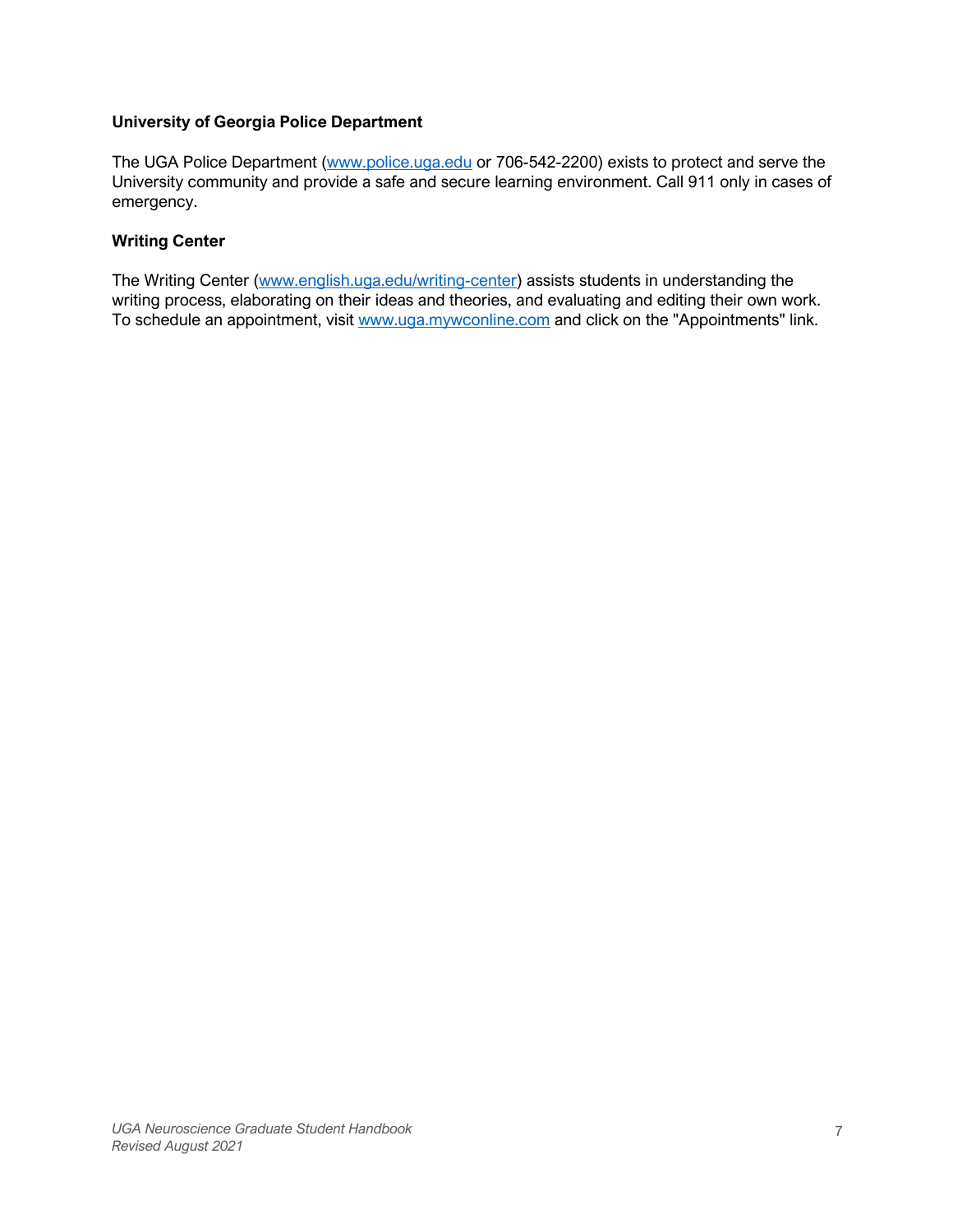### University of Georgia Police Department

The UGA Police Department (www.police.uga.edu or 706-542-2200) exists to protect and serve the University community and provide a safe and secure learning environment. Call 911 only in cases of emergency.

### Writing Center

The Writing Center (www.english.uga.edu/writing-center) assists students in understanding the writing process, elaborating on their ideas and theories, and evaluating and editing their own work. To schedule an appointment, visit www.uga.mywconline.com and click on the "Appointments" link.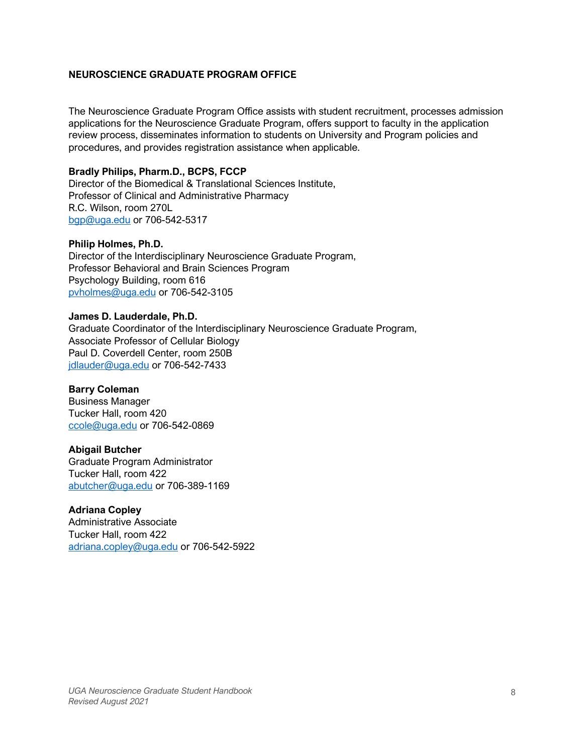## NEUROSCIENCE GRADUATE PROGRAM OFFICE

The Neuroscience Graduate Program Office assists with student recruitment, processes admission applications for the Neuroscience Graduate Program, offers support to faculty in the application review process, disseminates information to students on University and Program policies and procedures, and provides registration assistance when applicable.

**Bradly Philips, Pharm.D., BCPS, FCCP**
Director of the Biomedical & Translational Sciences Institute,
Professor of Clinical and Administrative Pharmacy
R.C. Wilson, room 270L
bgp@uga.edu or 706-542-5317

**Philip Holmes, Ph.D.**
Director of the Interdisciplinary Neuroscience Graduate Program,
Professor Behavioral and Brain Sciences Program
Psychology Building, room 616
pvholmes@uga.edu or 706-542-3105

**James D. Lauderdale, Ph.D.**
Graduate Coordinator of the Interdisciplinary Neuroscience Graduate Program,
Associate Professor of Cellular Biology
Paul D. Coverdell Center, room 250B
jdlauder@uga.edu or 706-542-7433

**Barry Coleman**
Business Manager
Tucker Hall, room 420
ccole@uga.edu or 706-542-0869

**Abigail Butcher**
Graduate Program Administrator
Tucker Hall, room 422
abutcher@uga.edu or 706-389-1169

**Adriana Copley**
Administrative Associate
Tucker Hall, room 422
adriana.copley@uga.edu or 706-542-5922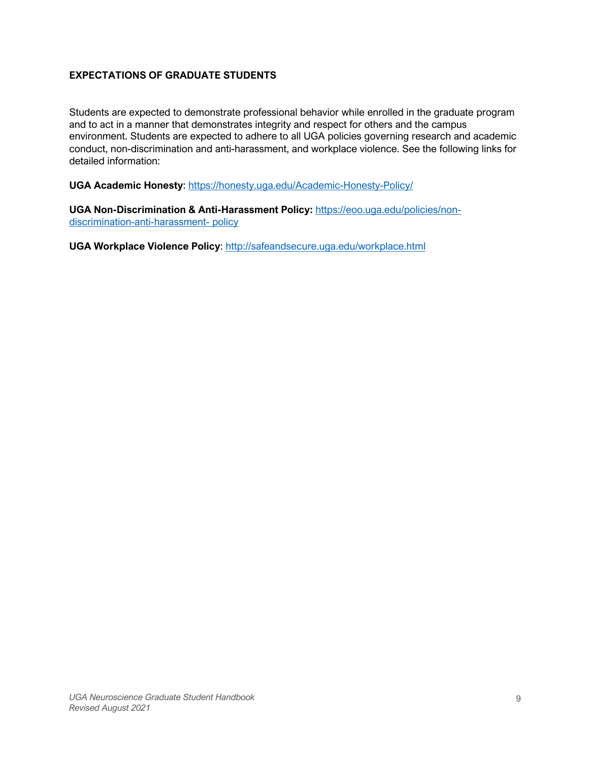## EXPECTATIONS OF GRADUATE STUDENTS

Students are expected to demonstrate professional behavior while enrolled in the graduate program and to act in a manner that demonstrates integrity and respect for others and the campus environment. Students are expected to adhere to all UGA policies governing research and academic conduct, non-discrimination and anti-harassment, and workplace violence. See the following links for detailed information:

**UGA Academic Honesty**: https://honesty.uga.edu/Academic-Honesty-Policy/

**UGA Non-Discrimination & Anti-Harassment Policy:** https://eoo.uga.edu/policies/non-discrimination-anti-harassment- policy

**UGA Workplace Violence Policy**: http://safeandsecure.uga.edu/workplace.html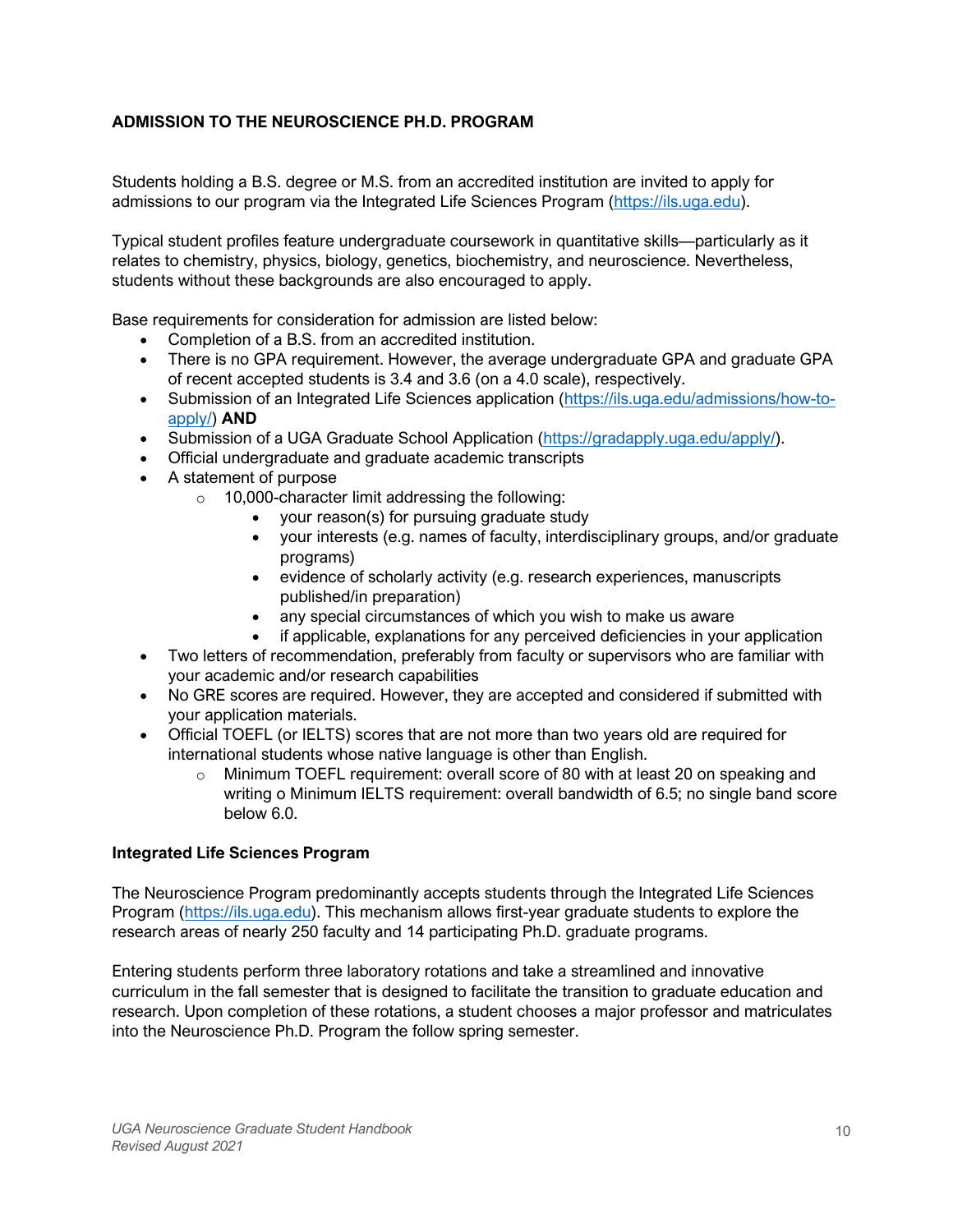## ADMISSION TO THE NEUROSCIENCE PH.D. PROGRAM

Students holding a B.S. degree or M.S. from an accredited institution are invited to apply for admissions to our program via the Integrated Life Sciences Program (https://ils.uga.edu).

Typical student profiles feature undergraduate coursework in quantitative skills—particularly as it relates to chemistry, physics, biology, genetics, biochemistry, and neuroscience. Nevertheless, students without these backgrounds are also encouraged to apply.

Base requirements for consideration for admission are listed below:

- Completion of a B.S. from an accredited institution.
- There is no GPA requirement. However, the average undergraduate GPA and graduate GPA of recent accepted students is 3.4 and 3.6 (on a 4.0 scale), respectively.
- Submission of an Integrated Life Sciences application (https://ils.uga.edu/admissions/how-to-apply/) **AND**
- Submission of a UGA Graduate School Application (https://gradapply.uga.edu/apply/).
- Official undergraduate and graduate academic transcripts
- A statement of purpose
  - 10,000-character limit addressing the following:
    - your reason(s) for pursuing graduate study
    - your interests (e.g. names of faculty, interdisciplinary groups, and/or graduate programs)
    - evidence of scholarly activity (e.g. research experiences, manuscripts published/in preparation)
    - any special circumstances of which you wish to make us aware
    - if applicable, explanations for any perceived deficiencies in your application
- Two letters of recommendation, preferably from faculty or supervisors who are familiar with your academic and/or research capabilities
- No GRE scores are required. However, they are accepted and considered if submitted with your application materials.
- Official TOEFL (or IELTS) scores that are not more than two years old are required for international students whose native language is other than English.
  - Minimum TOEFL requirement: overall score of 80 with at least 20 on speaking and writing o Minimum IELTS requirement: overall bandwidth of 6.5; no single band score below 6.0.

### Integrated Life Sciences Program

The Neuroscience Program predominantly accepts students through the Integrated Life Sciences Program (https://ils.uga.edu). This mechanism allows first-year graduate students to explore the research areas of nearly 250 faculty and 14 participating Ph.D. graduate programs.

Entering students perform three laboratory rotations and take a streamlined and innovative curriculum in the fall semester that is designed to facilitate the transition to graduate education and research. Upon completion of these rotations, a student chooses a major professor and matriculates into the Neuroscience Ph.D. Program the follow spring semester.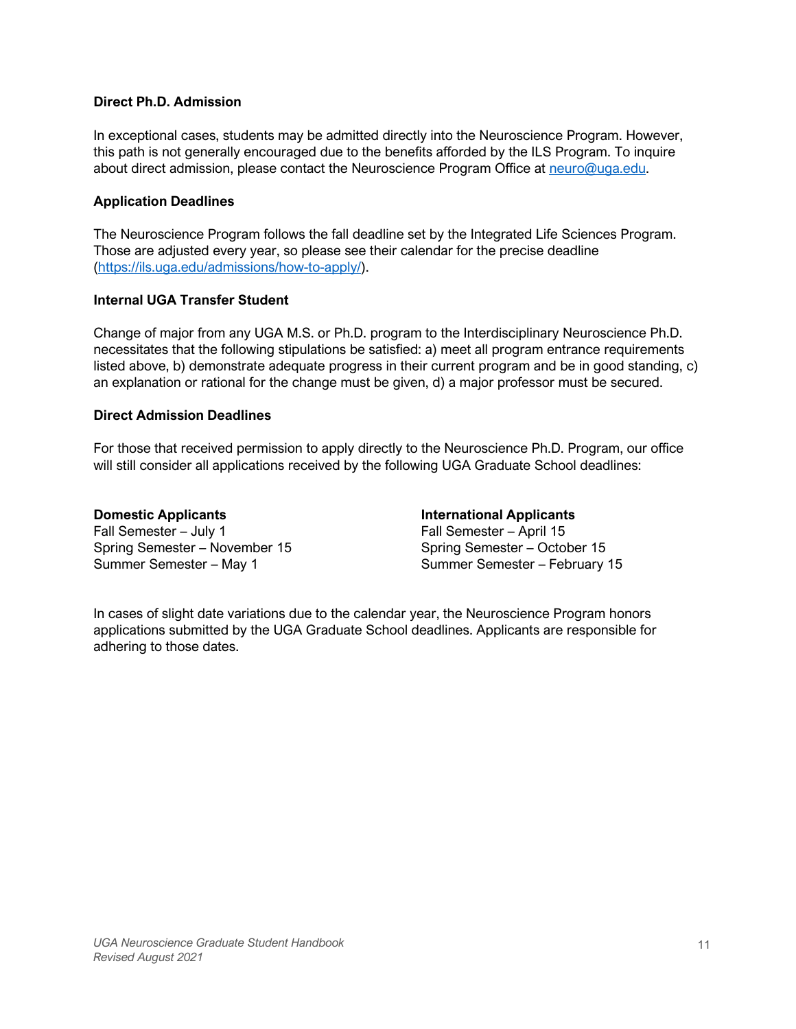**Direct Ph.D. Admission**

In exceptional cases, students may be admitted directly into the Neuroscience Program. However, this path is not generally encouraged due to the benefits afforded by the ILS Program. To inquire about direct admission, please contact the Neuroscience Program Office at neuro@uga.edu.

**Application Deadlines**

The Neuroscience Program follows the fall deadline set by the Integrated Life Sciences Program. Those are adjusted every year, so please see their calendar for the precise deadline (https://ils.uga.edu/admissions/how-to-apply/).

**Internal UGA Transfer Student**

Change of major from any UGA M.S. or Ph.D. program to the Interdisciplinary Neuroscience Ph.D. necessitates that the following stipulations be satisfied: a) meet all program entrance requirements listed above, b) demonstrate adequate progress in their current program and be in good standing, c) an explanation or rational for the change must be given, d) a major professor must be secured.

**Direct Admission Deadlines**

For those that received permission to apply directly to the Neuroscience Ph.D. Program, our office will still consider all applications received by the following UGA Graduate School deadlines:

**Domestic Applicants**
Fall Semester – July 1
Spring Semester – November 15
Summer Semester – May 1

**International Applicants**
Fall Semester – April 15
Spring Semester – October 15
Summer Semester – February 15

In cases of slight date variations due to the calendar year, the Neuroscience Program honors applications submitted by the UGA Graduate School deadlines. Applicants are responsible for adhering to those dates.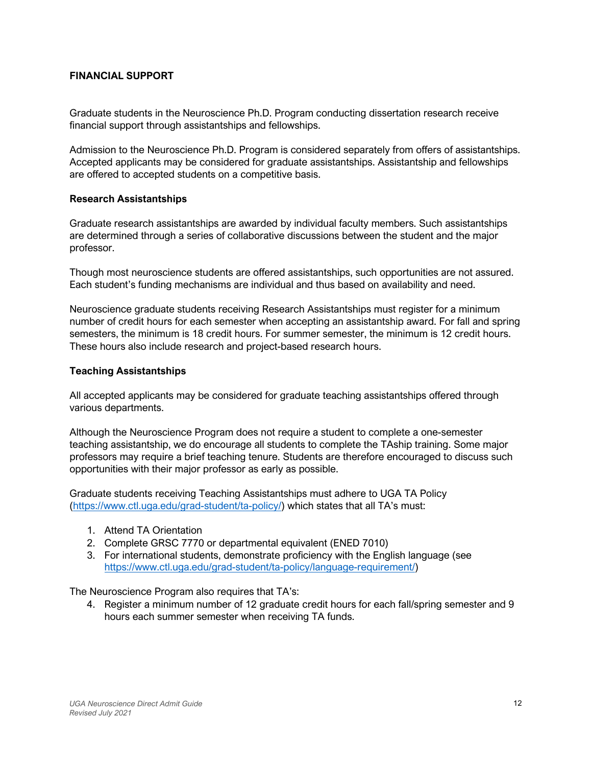## FINANCIAL SUPPORT

Graduate students in the Neuroscience Ph.D. Program conducting dissertation research receive financial support through assistantships and fellowships.

Admission to the Neuroscience Ph.D. Program is considered separately from offers of assistantships. Accepted applicants may be considered for graduate assistantships. Assistantship and fellowships are offered to accepted students on a competitive basis.

### Research Assistantships

Graduate research assistantships are awarded by individual faculty members. Such assistantships are determined through a series of collaborative discussions between the student and the major professor.

Though most neuroscience students are offered assistantships, such opportunities are not assured. Each student's funding mechanisms are individual and thus based on availability and need.

Neuroscience graduate students receiving Research Assistantships must register for a minimum number of credit hours for each semester when accepting an assistantship award. For fall and spring semesters, the minimum is 18 credit hours. For summer semester, the minimum is 12 credit hours. These hours also include research and project-based research hours.

### Teaching Assistantships

All accepted applicants may be considered for graduate teaching assistantships offered through various departments.

Although the Neuroscience Program does not require a student to complete a one-semester teaching assistantship, we do encourage all students to complete the TAship training. Some major professors may require a brief teaching tenure. Students are therefore encouraged to discuss such opportunities with their major professor as early as possible.

Graduate students receiving Teaching Assistantships must adhere to UGA TA Policy (https://www.ctl.uga.edu/grad-student/ta-policy/) which states that all TA's must:

1. Attend TA Orientation
2. Complete GRSC 7770 or departmental equivalent (ENED 7010)
3. For international students, demonstrate proficiency with the English language (see https://www.ctl.uga.edu/grad-student/ta-policy/language-requirement/)

The Neuroscience Program also requires that TA's:

4. Register a minimum number of 12 graduate credit hours for each fall/spring semester and 9 hours each summer semester when receiving TA funds.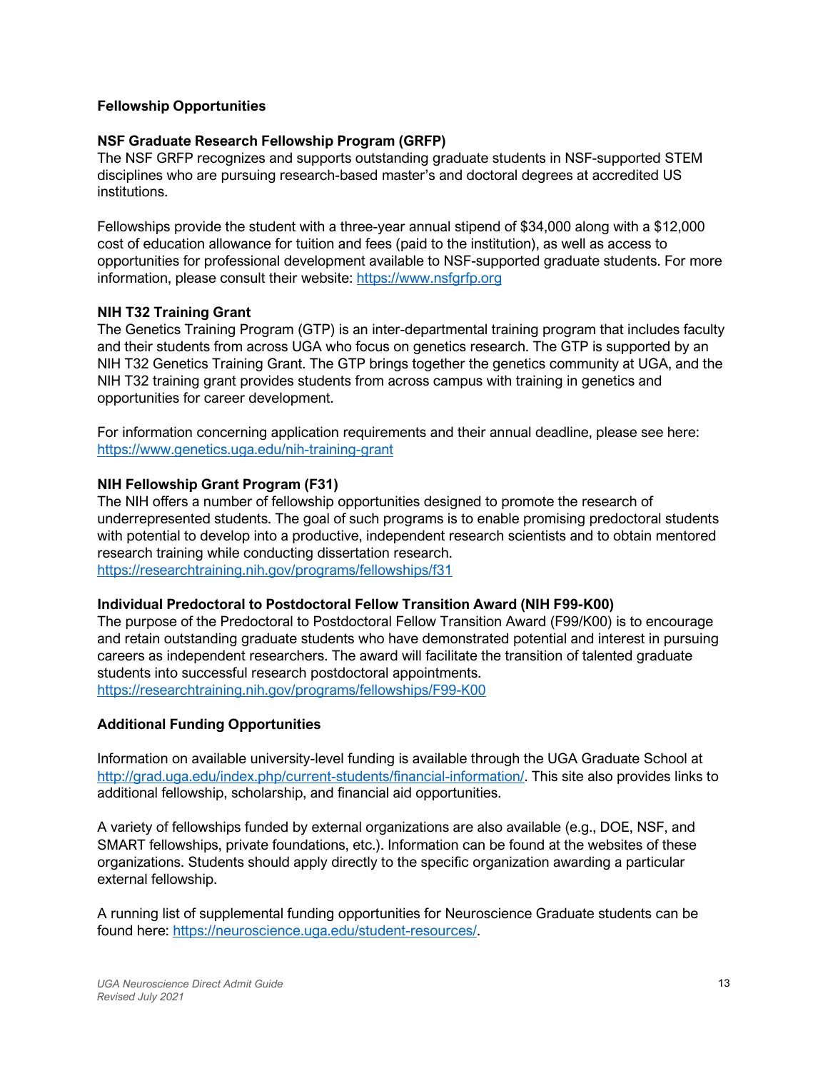## Fellowship Opportunities

### NSF Graduate Research Fellowship Program (GRFP)

The NSF GRFP recognizes and supports outstanding graduate students in NSF-supported STEM disciplines who are pursuing research-based master's and doctoral degrees at accredited US institutions.

Fellowships provide the student with a three-year annual stipend of $34,000 along with a $12,000 cost of education allowance for tuition and fees (paid to the institution), as well as access to opportunities for professional development available to NSF-supported graduate students. For more information, please consult their website: https://www.nsfgrfp.org

### NIH T32 Training Grant

The Genetics Training Program (GTP) is an inter-departmental training program that includes faculty and their students from across UGA who focus on genetics research. The GTP is supported by an NIH T32 Genetics Training Grant. The GTP brings together the genetics community at UGA, and the NIH T32 training grant provides students from across campus with training in genetics and opportunities for career development.

For information concerning application requirements and their annual deadline, please see here: https://www.genetics.uga.edu/nih-training-grant

### NIH Fellowship Grant Program (F31)

The NIH offers a number of fellowship opportunities designed to promote the research of underrepresented students. The goal of such programs is to enable promising predoctoral students with potential to develop into a productive, independent research scientists and to obtain mentored research training while conducting dissertation research.
https://researchtraining.nih.gov/programs/fellowships/f31

### Individual Predoctoral to Postdoctoral Fellow Transition Award (NIH F99-K00)

The purpose of the Predoctoral to Postdoctoral Fellow Transition Award (F99/K00) is to encourage and retain outstanding graduate students who have demonstrated potential and interest in pursuing careers as independent researchers. The award will facilitate the transition of talented graduate students into successful research postdoctoral appointments.
https://researchtraining.nih.gov/programs/fellowships/F99-K00

## Additional Funding Opportunities

Information on available university-level funding is available through the UGA Graduate School at http://grad.uga.edu/index.php/current-students/financial-information/. This site also provides links to additional fellowship, scholarship, and financial aid opportunities.

A variety of fellowships funded by external organizations are also available (e.g., DOE, NSF, and SMART fellowships, private foundations, etc.). Information can be found at the websites of these organizations. Students should apply directly to the specific organization awarding a particular external fellowship.

A running list of supplemental funding opportunities for Neuroscience Graduate students can be found here: https://neuroscience.uga.edu/student-resources/.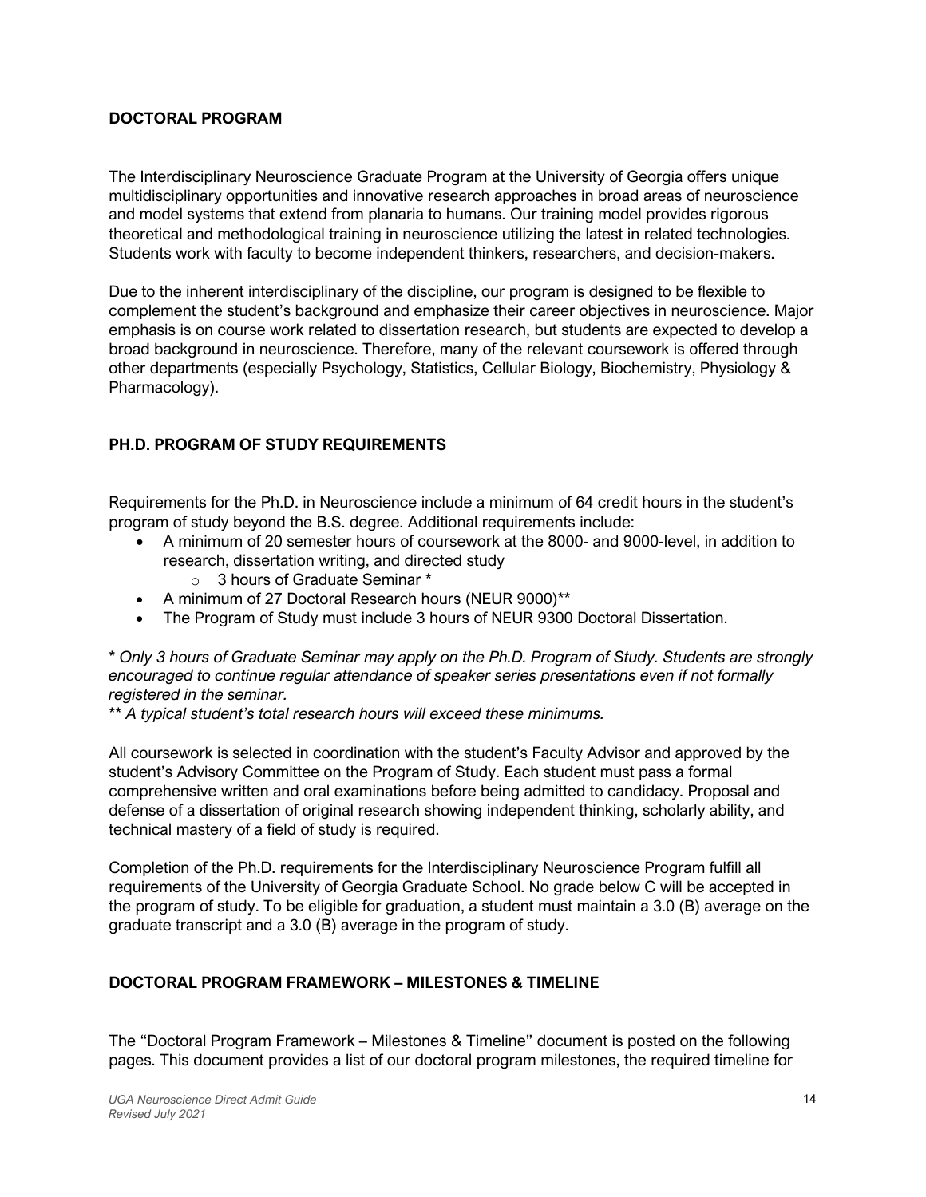## DOCTORAL PROGRAM

The Interdisciplinary Neuroscience Graduate Program at the University of Georgia offers unique multidisciplinary opportunities and innovative research approaches in broad areas of neuroscience and model systems that extend from planaria to humans. Our training model provides rigorous theoretical and methodological training in neuroscience utilizing the latest in related technologies. Students work with faculty to become independent thinkers, researchers, and decision-makers.

Due to the inherent interdisciplinary of the discipline, our program is designed to be flexible to complement the student's background and emphasize their career objectives in neuroscience. Major emphasis is on course work related to dissertation research, but students are expected to develop a broad background in neuroscience. Therefore, many of the relevant coursework is offered through other departments (especially Psychology, Statistics, Cellular Biology, Biochemistry, Physiology & Pharmacology).

## PH.D. PROGRAM OF STUDY REQUIREMENTS

Requirements for the Ph.D. in Neuroscience include a minimum of 64 credit hours in the student's program of study beyond the B.S. degree. Additional requirements include:

- A minimum of 20 semester hours of coursework at the 8000- and 9000-level, in addition to research, dissertation writing, and directed study
    - 3 hours of Graduate Seminar *
- A minimum of 27 Doctoral Research hours (NEUR 9000)**
- The Program of Study must include 3 hours of NEUR 9300 Doctoral Dissertation.

*\* Only 3 hours of Graduate Seminar may apply on the Ph.D. Program of Study. Students are strongly encouraged to continue regular attendance of speaker series presentations even if not formally registered in the seminar.*

*\*\* A typical student's total research hours will exceed these minimums.*

All coursework is selected in coordination with the student's Faculty Advisor and approved by the student's Advisory Committee on the Program of Study. Each student must pass a formal comprehensive written and oral examinations before being admitted to candidacy. Proposal and defense of a dissertation of original research showing independent thinking, scholarly ability, and technical mastery of a field of study is required.

Completion of the Ph.D. requirements for the Interdisciplinary Neuroscience Program fulfill all requirements of the University of Georgia Graduate School. No grade below C will be accepted in the program of study. To be eligible for graduation, a student must maintain a 3.0 (B) average on the graduate transcript and a 3.0 (B) average in the program of study.

## DOCTORAL PROGRAM FRAMEWORK – MILESTONES & TIMELINE

The "Doctoral Program Framework – Milestones & Timeline" document is posted on the following pages. This document provides a list of our doctoral program milestones, the required timeline for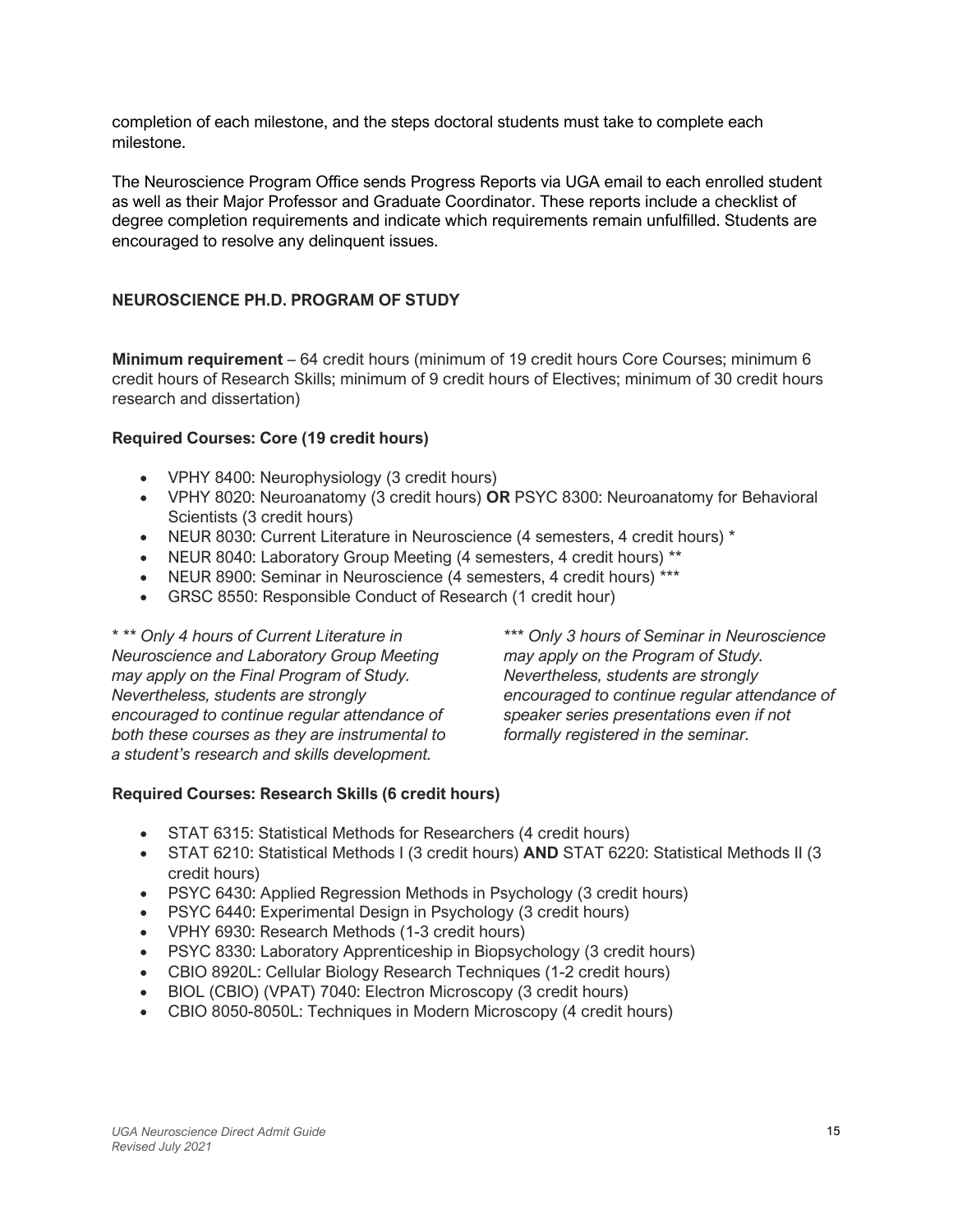completion of each milestone, and the steps doctoral students must take to complete each milestone.

The Neuroscience Program Office sends Progress Reports via UGA email to each enrolled student as well as their Major Professor and Graduate Coordinator. These reports include a checklist of degree completion requirements and indicate which requirements remain unfulfilled. Students are encouraged to resolve any delinquent issues.

## NEUROSCIENCE PH.D. PROGRAM OF STUDY

**Minimum requirement** – 64 credit hours (minimum of 19 credit hours Core Courses; minimum 6 credit hours of Research Skills; minimum of 9 credit hours of Electives; minimum of 30 credit hours research and dissertation)

### Required Courses: Core (19 credit hours)

- VPHY 8400: Neurophysiology (3 credit hours)
- VPHY 8020: Neuroanatomy (3 credit hours) **OR** PSYC 8300: Neuroanatomy for Behavioral Scientists (3 credit hours)
- NEUR 8030: Current Literature in Neuroscience (4 semesters, 4 credit hours) *
- NEUR 8040: Laboratory Group Meeting (4 semesters, 4 credit hours) **
- NEUR 8900: Seminar in Neuroscience (4 semesters, 4 credit hours) ***
- GRSC 8550: Responsible Conduct of Research (1 credit hour)

*\* \*\* Only 4 hours of Current Literature in Neuroscience and Laboratory Group Meeting may apply on the Final Program of Study. Nevertheless, students are strongly encouraged to continue regular attendance of both these courses as they are instrumental to a student's research and skills development.*

*\*\*\* Only 3 hours of Seminar in Neuroscience may apply on the Program of Study. Nevertheless, students are strongly encouraged to continue regular attendance of speaker series presentations even if not formally registered in the seminar.*

### Required Courses: Research Skills (6 credit hours)

- STAT 6315: Statistical Methods for Researchers (4 credit hours)
- STAT 6210: Statistical Methods I (3 credit hours) **AND** STAT 6220: Statistical Methods II (3 credit hours)
- PSYC 6430: Applied Regression Methods in Psychology (3 credit hours)
- PSYC 6440: Experimental Design in Psychology (3 credit hours)
- VPHY 6930: Research Methods (1-3 credit hours)
- PSYC 8330: Laboratory Apprenticeship in Biopsychology (3 credit hours)
- CBIO 8920L: Cellular Biology Research Techniques (1-2 credit hours)
- BIOL (CBIO) (VPAT) 7040: Electron Microscopy (3 credit hours)
- CBIO 8050-8050L: Techniques in Modern Microscopy (4 credit hours)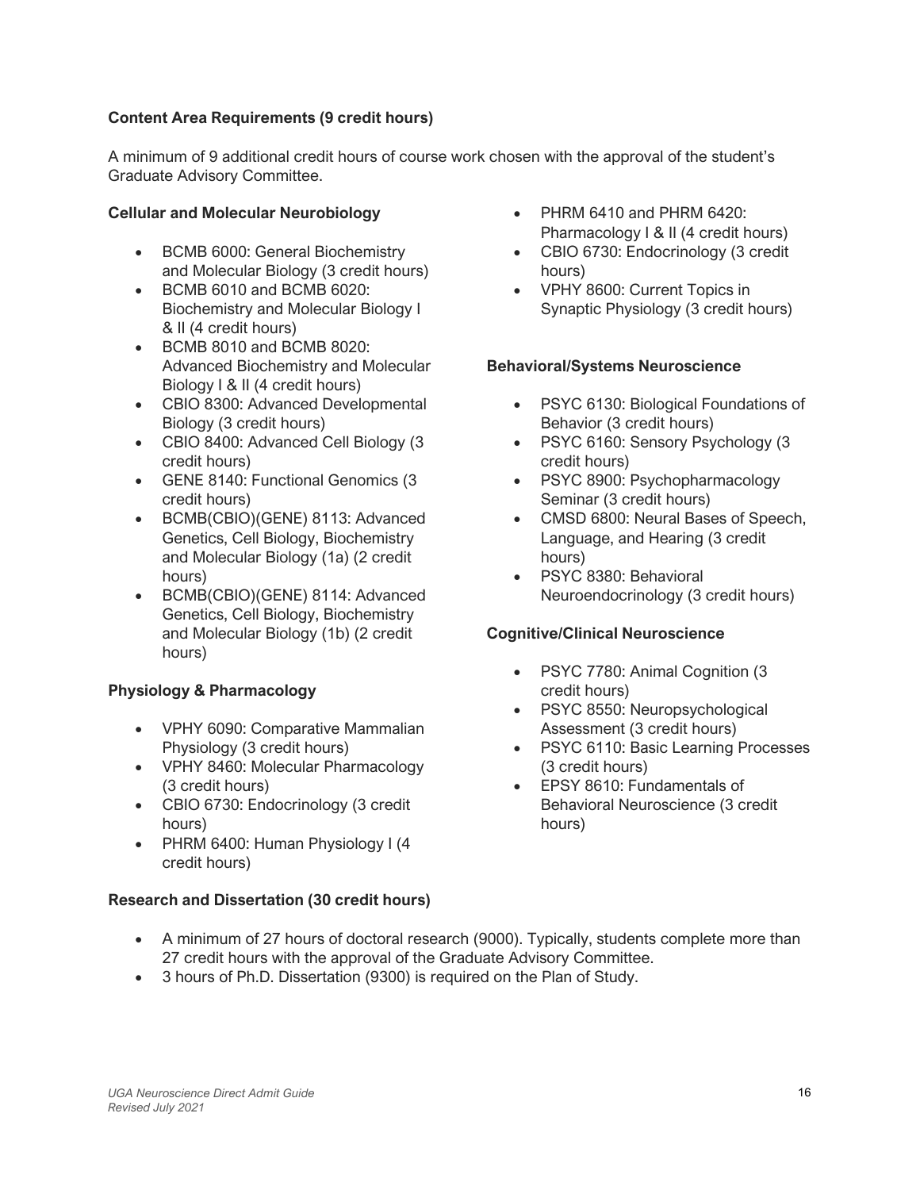**Content Area Requirements (9 credit hours)**

A minimum of 9 additional credit hours of course work chosen with the approval of the student's Graduate Advisory Committee.

**Cellular and Molecular Neurobiology**

- BCMB 6000: General Biochemistry and Molecular Biology (3 credit hours)
- BCMB 6010 and BCMB 6020: Biochemistry and Molecular Biology I & II (4 credit hours)
- BCMB 8010 and BCMB 8020: Advanced Biochemistry and Molecular Biology I & II (4 credit hours)
- CBIO 8300: Advanced Developmental Biology (3 credit hours)
- CBIO 8400: Advanced Cell Biology (3 credit hours)
- GENE 8140: Functional Genomics (3 credit hours)
- BCMB(CBIO)(GENE) 8113: Advanced Genetics, Cell Biology, Biochemistry and Molecular Biology (1a) (2 credit hours)
- BCMB(CBIO)(GENE) 8114: Advanced Genetics, Cell Biology, Biochemistry and Molecular Biology (1b) (2 credit hours)

**Physiology & Pharmacology**

- VPHY 6090: Comparative Mammalian Physiology (3 credit hours)
- VPHY 8460: Molecular Pharmacology (3 credit hours)
- CBIO 6730: Endocrinology (3 credit hours)
- PHRM 6400: Human Physiology I (4 credit hours)
- PHRM 6410 and PHRM 6420: Pharmacology I & II (4 credit hours)
- CBIO 6730: Endocrinology (3 credit hours)
- VPHY 8600: Current Topics in Synaptic Physiology (3 credit hours)

**Behavioral/Systems Neuroscience**

- PSYC 6130: Biological Foundations of Behavior (3 credit hours)
- PSYC 6160: Sensory Psychology (3 credit hours)
- PSYC 8900: Psychopharmacology Seminar (3 credit hours)
- CMSD 6800: Neural Bases of Speech, Language, and Hearing (3 credit hours)
- PSYC 8380: Behavioral Neuroendocrinology (3 credit hours)

**Cognitive/Clinical Neuroscience**

- PSYC 7780: Animal Cognition (3 credit hours)
- PSYC 8550: Neuropsychological Assessment (3 credit hours)
- PSYC 6110: Basic Learning Processes (3 credit hours)
- EPSY 8610: Fundamentals of Behavioral Neuroscience (3 credit hours)

**Research and Dissertation (30 credit hours)**

- A minimum of 27 hours of doctoral research (9000). Typically, students complete more than 27 credit hours with the approval of the Graduate Advisory Committee.
- 3 hours of Ph.D. Dissertation (9300) is required on the Plan of Study.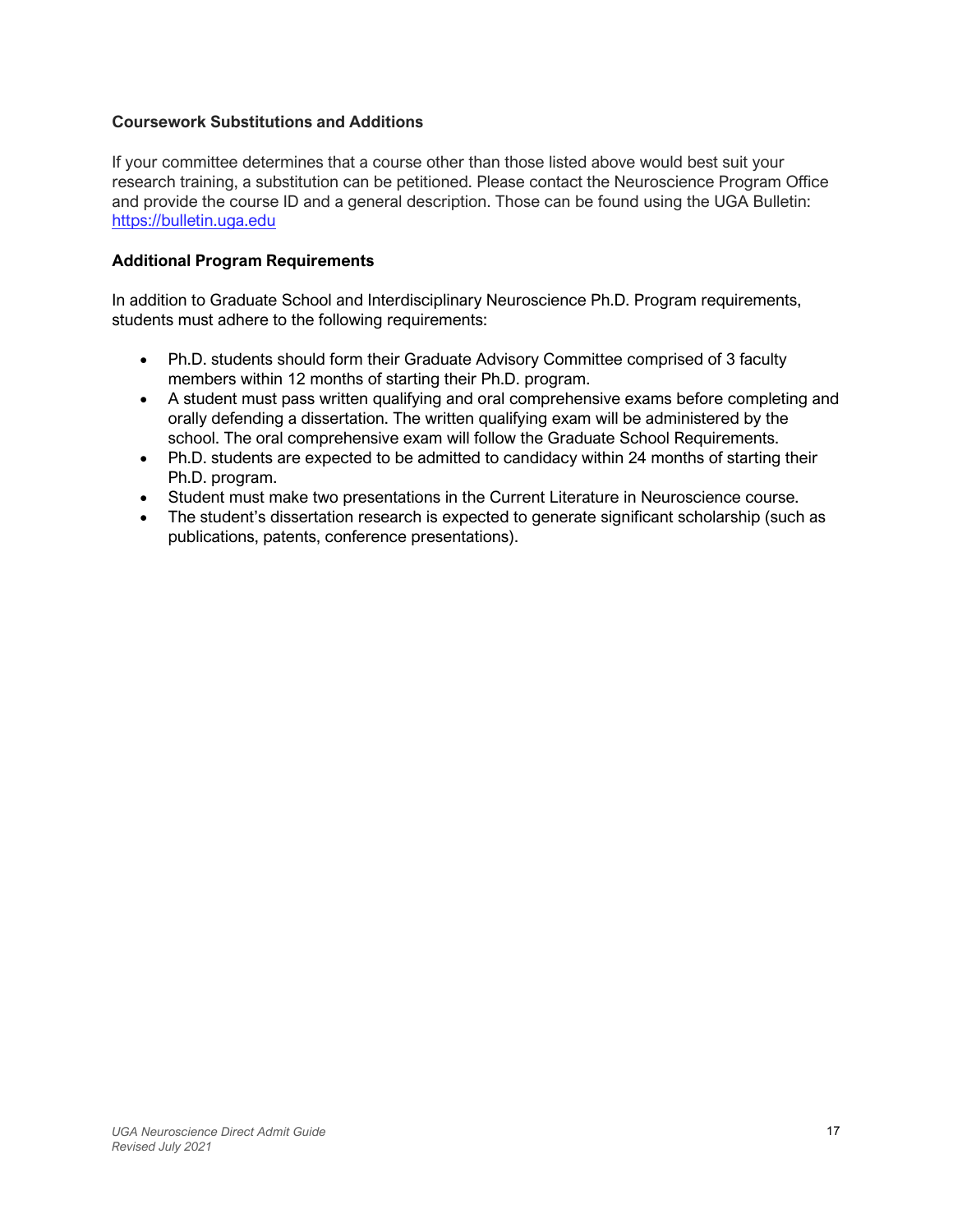### Coursework Substitutions and Additions

If your committee determines that a course other than those listed above would best suit your research training, a substitution can be petitioned. Please contact the Neuroscience Program Office and provide the course ID and a general description. Those can be found using the UGA Bulletin: [https://bulletin.uga.edu](https://bulletin.uga.edu)

### Additional Program Requirements

In addition to Graduate School and Interdisciplinary Neuroscience Ph.D. Program requirements, students must adhere to the following requirements:

- Ph.D. students should form their Graduate Advisory Committee comprised of 3 faculty members within 12 months of starting their Ph.D. program.
- A student must pass written qualifying and oral comprehensive exams before completing and orally defending a dissertation. The written qualifying exam will be administered by the school. The oral comprehensive exam will follow the Graduate School Requirements.
- Ph.D. students are expected to be admitted to candidacy within 24 months of starting their Ph.D. program.
- Student must make two presentations in the Current Literature in Neuroscience course.
- The student's dissertation research is expected to generate significant scholarship (such as publications, patents, conference presentations).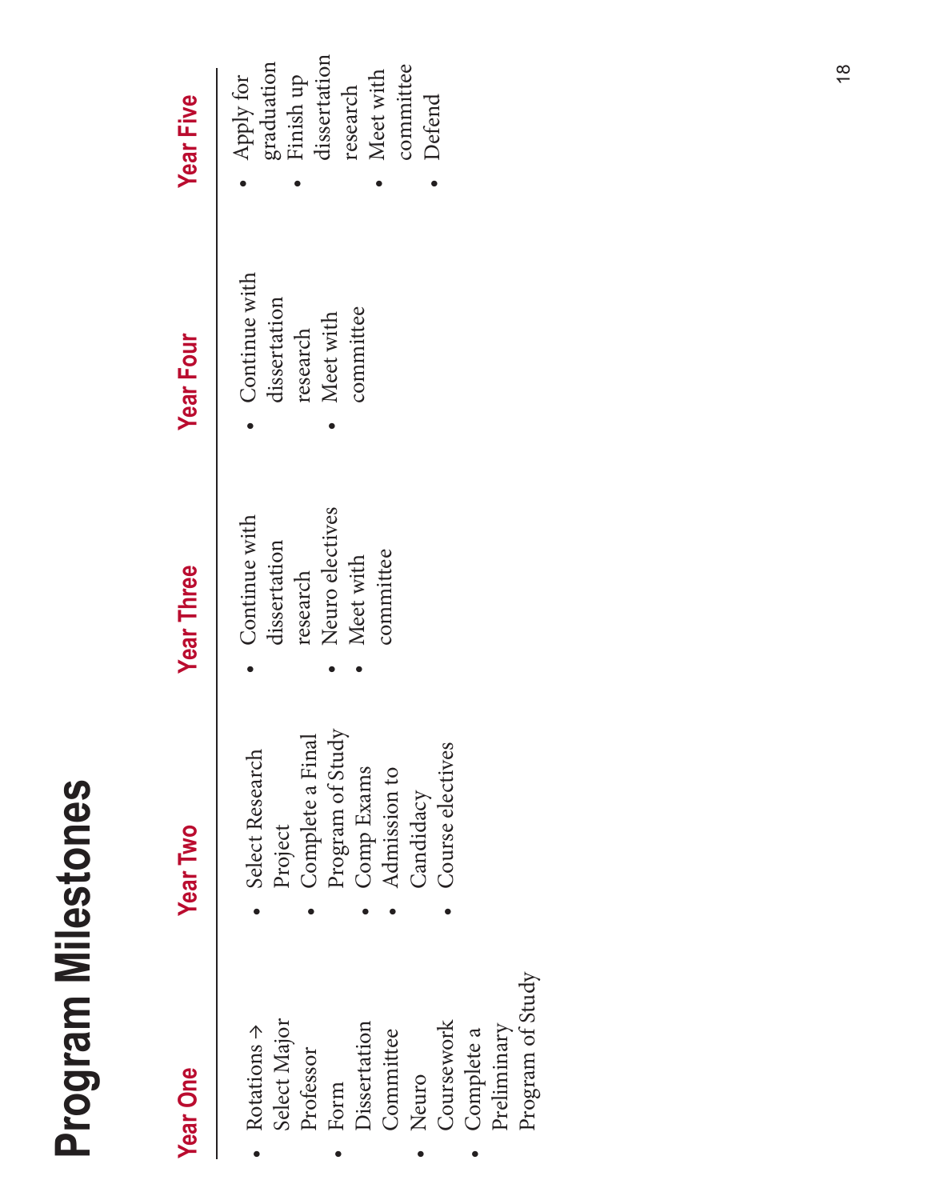# Program Milestones

| Year One | Year Two | Year Three | Year Four | Year Five |
| --- | --- | --- | --- | --- |
| • Rotations → Select Major Professor<br>• Form Dissertation Committee<br>• Neuro Coursework<br>• Complete a Preliminary Program of Study | • Select Research Project<br>• Complete a Final Program of Study<br>• Comp Exams<br>• Admission to Candidacy<br>• Course electives | • Continue with dissertation research<br>• Neuro electives<br>• Meet with committee | • Continue with dissertation research<br>• Meet with committee | • Apply for graduation<br>• Finish up dissertation research<br>• Meet with committee<br>• Defend |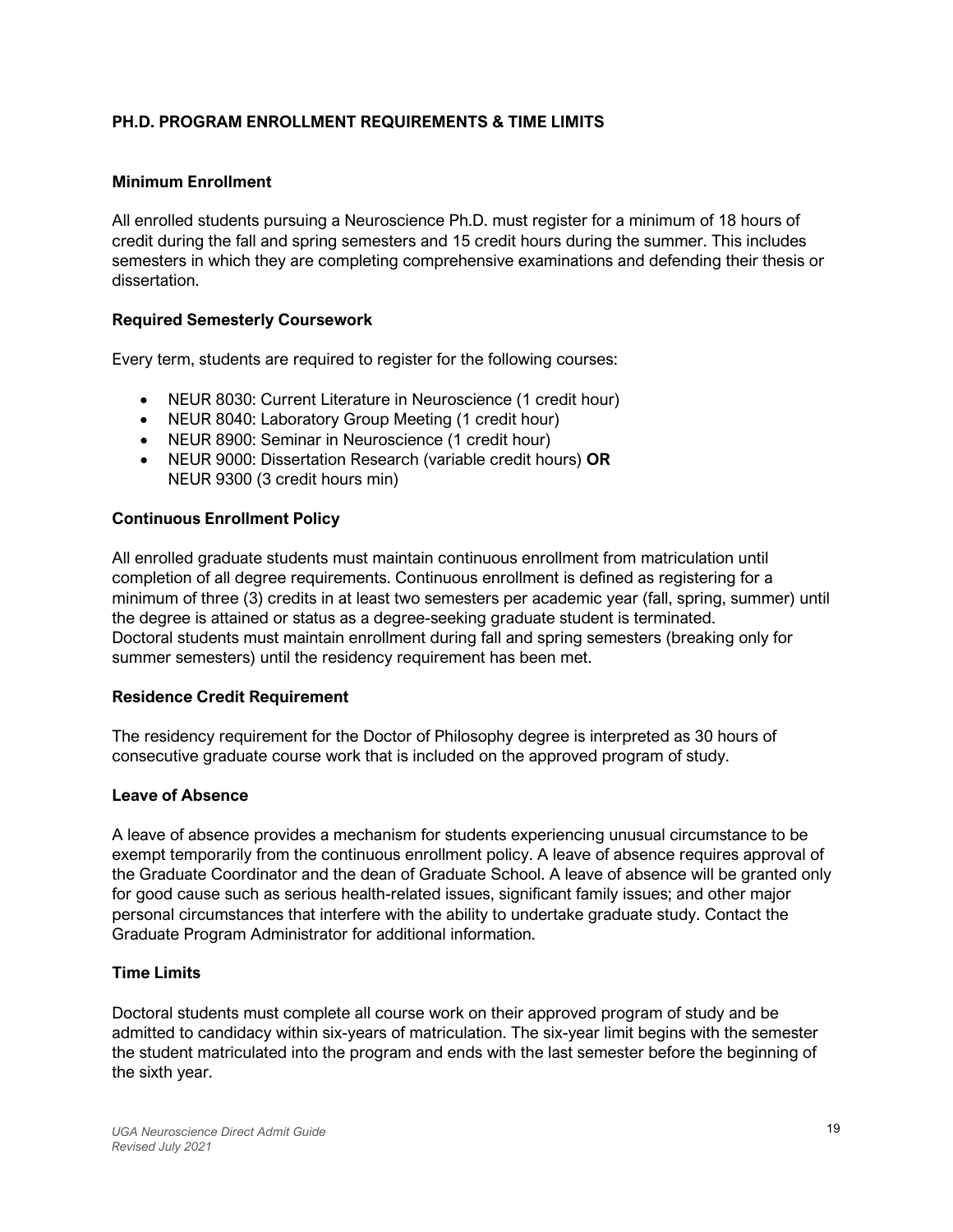## PH.D. PROGRAM ENROLLMENT REQUIREMENTS & TIME LIMITS

### Minimum Enrollment

All enrolled students pursuing a Neuroscience Ph.D. must register for a minimum of 18 hours of credit during the fall and spring semesters and 15 credit hours during the summer. This includes semesters in which they are completing comprehensive examinations and defending their thesis or dissertation.

### Required Semesterly Coursework

Every term, students are required to register for the following courses:

- NEUR 8030: Current Literature in Neuroscience (1 credit hour)
- NEUR 8040: Laboratory Group Meeting (1 credit hour)
- NEUR 8900: Seminar in Neuroscience (1 credit hour)
- NEUR 9000: Dissertation Research (variable credit hours) **OR** NEUR 9300 (3 credit hours min)

### Continuous Enrollment Policy

All enrolled graduate students must maintain continuous enrollment from matriculation until completion of all degree requirements. Continuous enrollment is defined as registering for a minimum of three (3) credits in at least two semesters per academic year (fall, spring, summer) until the degree is attained or status as a degree-seeking graduate student is terminated. Doctoral students must maintain enrollment during fall and spring semesters (breaking only for summer semesters) until the residency requirement has been met.

### Residence Credit Requirement

The residency requirement for the Doctor of Philosophy degree is interpreted as 30 hours of consecutive graduate course work that is included on the approved program of study.

### Leave of Absence

A leave of absence provides a mechanism for students experiencing unusual circumstance to be exempt temporarily from the continuous enrollment policy. A leave of absence requires approval of the Graduate Coordinator and the dean of Graduate School. A leave of absence will be granted only for good cause such as serious health-related issues, significant family issues; and other major personal circumstances that interfere with the ability to undertake graduate study. Contact the Graduate Program Administrator for additional information.

### Time Limits

Doctoral students must complete all course work on their approved program of study and be admitted to candidacy within six-years of matriculation. The six-year limit begins with the semester the student matriculated into the program and ends with the last semester before the beginning of the sixth year.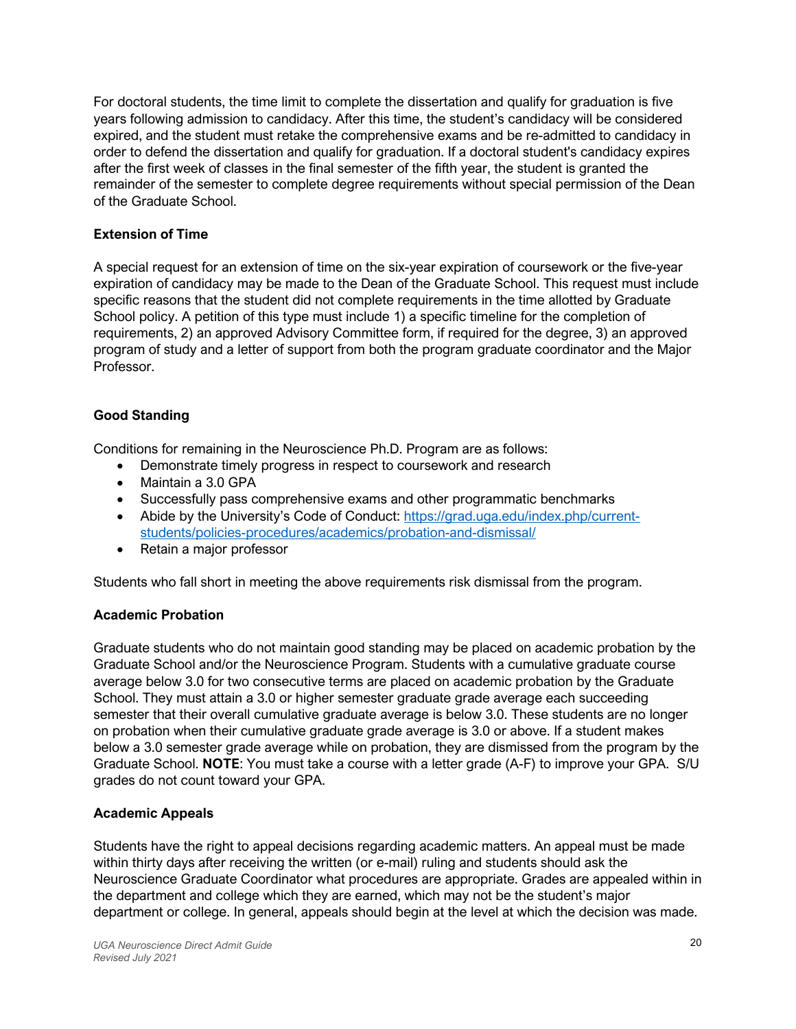For doctoral students, the time limit to complete the dissertation and qualify for graduation is five years following admission to candidacy. After this time, the student's candidacy will be considered expired, and the student must retake the comprehensive exams and be re-admitted to candidacy in order to defend the dissertation and qualify for graduation. If a doctoral student's candidacy expires after the first week of classes in the final semester of the fifth year, the student is granted the remainder of the semester to complete degree requirements without special permission of the Dean of the Graduate School.

**Extension of Time**

A special request for an extension of time on the six-year expiration of coursework or the five-year expiration of candidacy may be made to the Dean of the Graduate School. This request must include specific reasons that the student did not complete requirements in the time allotted by Graduate School policy. A petition of this type must include 1) a specific timeline for the completion of requirements, 2) an approved Advisory Committee form, if required for the degree, 3) an approved program of study and a letter of support from both the program graduate coordinator and the Major Professor.

**Good Standing**

Conditions for remaining in the Neuroscience Ph.D. Program are as follows:

- Demonstrate timely progress in respect to coursework and research
- Maintain a 3.0 GPA
- Successfully pass comprehensive exams and other programmatic benchmarks
- Abide by the University's Code of Conduct: https://grad.uga.edu/index.php/current-students/policies-procedures/academics/probation-and-dismissal/
- Retain a major professor

Students who fall short in meeting the above requirements risk dismissal from the program.

**Academic Probation**

Graduate students who do not maintain good standing may be placed on academic probation by the Graduate School and/or the Neuroscience Program. Students with a cumulative graduate course average below 3.0 for two consecutive terms are placed on academic probation by the Graduate School. They must attain a 3.0 or higher semester graduate grade average each succeeding semester that their overall cumulative graduate average is below 3.0. These students are no longer on probation when their cumulative graduate grade average is 3.0 or above. If a student makes below a 3.0 semester grade average while on probation, they are dismissed from the program by the Graduate School. **NOTE**: You must take a course with a letter grade (A-F) to improve your GPA. S/U grades do not count toward your GPA.

**Academic Appeals**

Students have the right to appeal decisions regarding academic matters. An appeal must be made within thirty days after receiving the written (or e-mail) ruling and students should ask the Neuroscience Graduate Coordinator what procedures are appropriate. Grades are appealed within in the department and college which they are earned, which may not be the student's major department or college. In general, appeals should begin at the level at which the decision was made.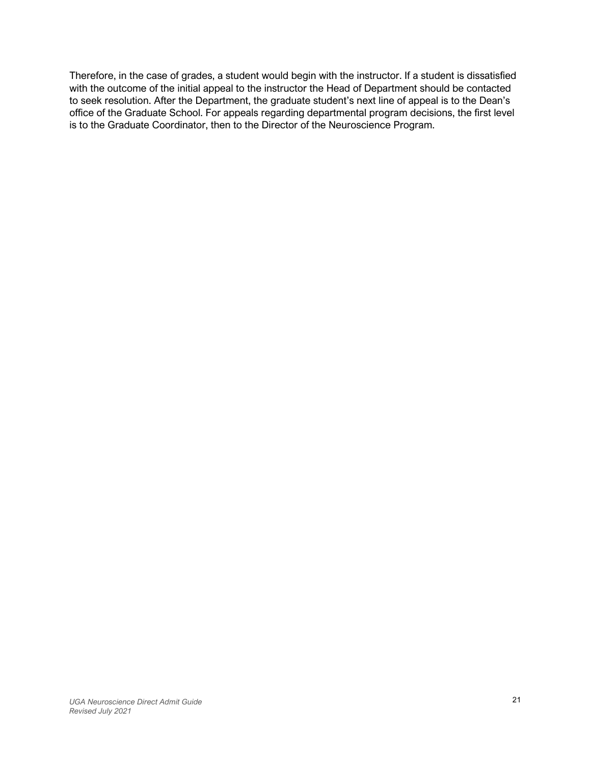Therefore, in the case of grades, a student would begin with the instructor. If a student is dissatisfied with the outcome of the initial appeal to the instructor the Head of Department should be contacted to seek resolution. After the Department, the graduate student's next line of appeal is to the Dean's office of the Graduate School. For appeals regarding departmental program decisions, the first level is to the Graduate Coordinator, then to the Director of the Neuroscience Program.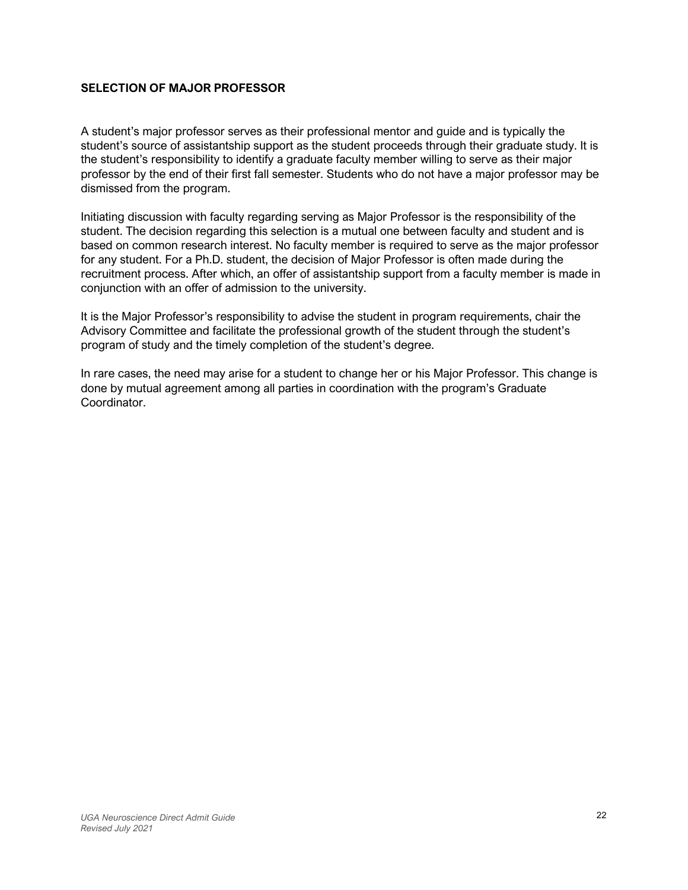## SELECTION OF MAJOR PROFESSOR

A student's major professor serves as their professional mentor and guide and is typically the student's source of assistantship support as the student proceeds through their graduate study. It is the student's responsibility to identify a graduate faculty member willing to serve as their major professor by the end of their first fall semester. Students who do not have a major professor may be dismissed from the program.

Initiating discussion with faculty regarding serving as Major Professor is the responsibility of the student. The decision regarding this selection is a mutual one between faculty and student and is based on common research interest. No faculty member is required to serve as the major professor for any student. For a Ph.D. student, the decision of Major Professor is often made during the recruitment process. After which, an offer of assistantship support from a faculty member is made in conjunction with an offer of admission to the university.

It is the Major Professor's responsibility to advise the student in program requirements, chair the Advisory Committee and facilitate the professional growth of the student through the student's program of study and the timely completion of the student's degree.

In rare cases, the need may arise for a student to change her or his Major Professor. This change is done by mutual agreement among all parties in coordination with the program's Graduate Coordinator.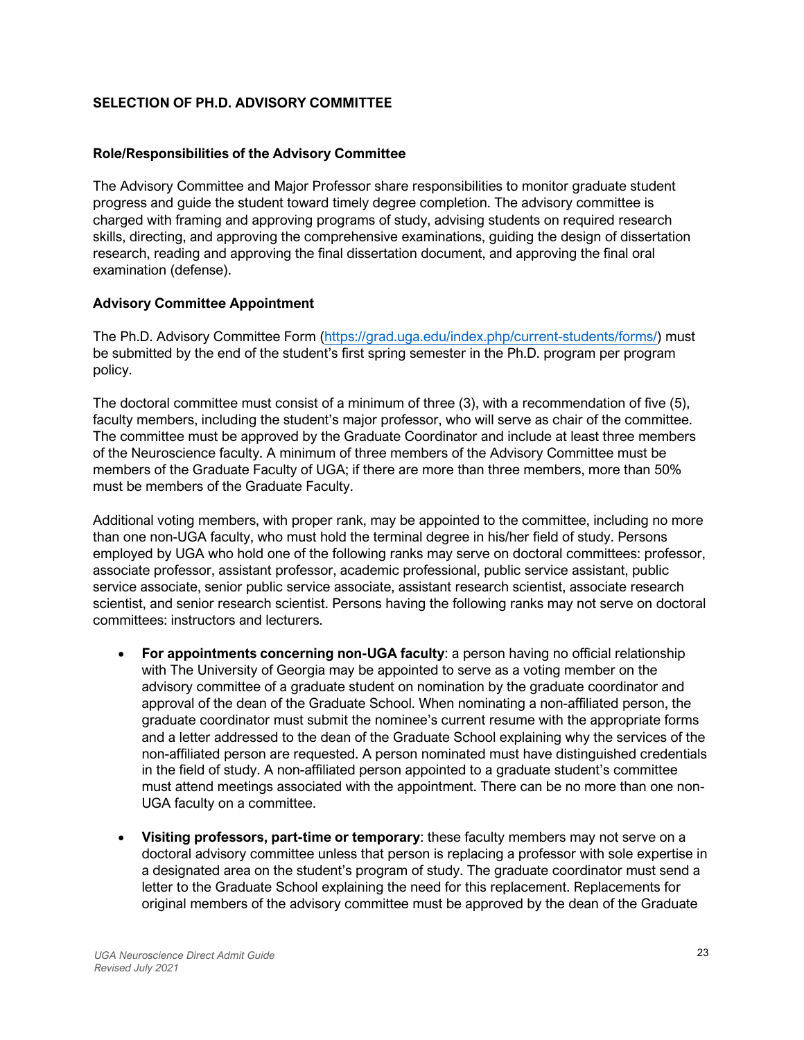## SELECTION OF PH.D. ADVISORY COMMITTEE

### Role/Responsibilities of the Advisory Committee

The Advisory Committee and Major Professor share responsibilities to monitor graduate student progress and guide the student toward timely degree completion. The advisory committee is charged with framing and approving programs of study, advising students on required research skills, directing, and approving the comprehensive examinations, guiding the design of dissertation research, reading and approving the final dissertation document, and approving the final oral examination (defense).

### Advisory Committee Appointment

The Ph.D. Advisory Committee Form (https://grad.uga.edu/index.php/current-students/forms/) must be submitted by the end of the student's first spring semester in the Ph.D. program per program policy.

The doctoral committee must consist of a minimum of three (3), with a recommendation of five (5), faculty members, including the student's major professor, who will serve as chair of the committee. The committee must be approved by the Graduate Coordinator and include at least three members of the Neuroscience faculty. A minimum of three members of the Advisory Committee must be members of the Graduate Faculty of UGA; if there are more than three members, more than 50% must be members of the Graduate Faculty.

Additional voting members, with proper rank, may be appointed to the committee, including no more than one non-UGA faculty, who must hold the terminal degree in his/her field of study. Persons employed by UGA who hold one of the following ranks may serve on doctoral committees: professor, associate professor, assistant professor, academic professional, public service assistant, public service associate, senior public service associate, assistant research scientist, associate research scientist, and senior research scientist. Persons having the following ranks may not serve on doctoral committees: instructors and lecturers.

- **For appointments concerning non-UGA faculty**: a person having no official relationship with The University of Georgia may be appointed to serve as a voting member on the advisory committee of a graduate student on nomination by the graduate coordinator and approval of the dean of the Graduate School. When nominating a non-affiliated person, the graduate coordinator must submit the nominee's current resume with the appropriate forms and a letter addressed to the dean of the Graduate School explaining why the services of the non-affiliated person are requested. A person nominated must have distinguished credentials in the field of study. A non-affiliated person appointed to a graduate student's committee must attend meetings associated with the appointment. There can be no more than one non-UGA faculty on a committee.
- **Visiting professors, part-time or temporary**: these faculty members may not serve on a doctoral advisory committee unless that person is replacing a professor with sole expertise in a designated area on the student's program of study. The graduate coordinator must send a letter to the Graduate School explaining the need for this replacement. Replacements for original members of the advisory committee must be approved by the dean of the Graduate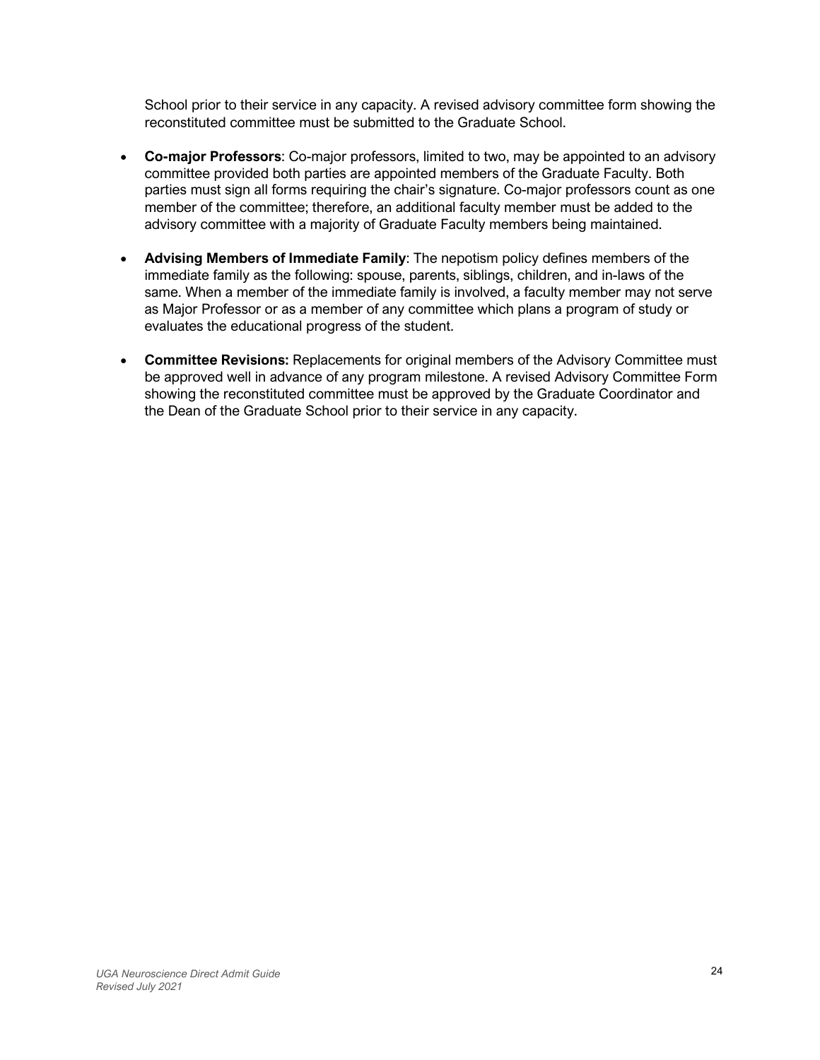School prior to their service in any capacity. A revised advisory committee form showing the reconstituted committee must be submitted to the Graduate School.

- **Co-major Professors**: Co-major professors, limited to two, may be appointed to an advisory committee provided both parties are appointed members of the Graduate Faculty. Both parties must sign all forms requiring the chair's signature. Co-major professors count as one member of the committee; therefore, an additional faculty member must be added to the advisory committee with a majority of Graduate Faculty members being maintained.

- **Advising Members of Immediate Family**: The nepotism policy defines members of the immediate family as the following: spouse, parents, siblings, children, and in-laws of the same. When a member of the immediate family is involved, a faculty member may not serve as Major Professor or as a member of any committee which plans a program of study or evaluates the educational progress of the student.

- **Committee Revisions:** Replacements for original members of the Advisory Committee must be approved well in advance of any program milestone. A revised Advisory Committee Form showing the reconstituted committee must be approved by the Graduate Coordinator and the Dean of the Graduate School prior to their service in any capacity.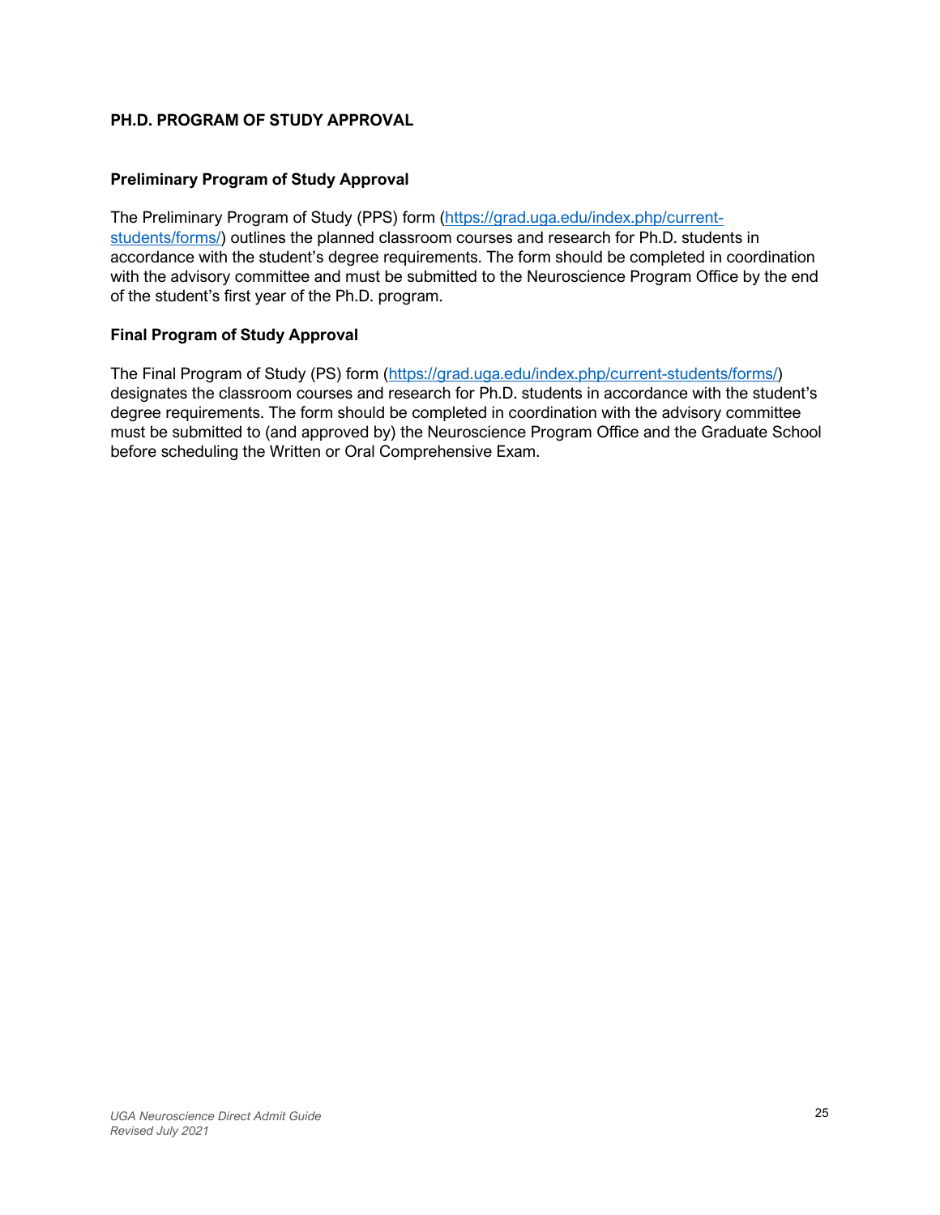## PH.D. PROGRAM OF STUDY APPROVAL

### Preliminary Program of Study Approval

The Preliminary Program of Study (PPS) form ([https://grad.uga.edu/index.php/current-students/forms/](https://grad.uga.edu/index.php/current-students/forms/)) outlines the planned classroom courses and research for Ph.D. students in accordance with the student's degree requirements. The form should be completed in coordination with the advisory committee and must be submitted to the Neuroscience Program Office by the end of the student's first year of the Ph.D. program.

### Final Program of Study Approval

The Final Program of Study (PS) form ([https://grad.uga.edu/index.php/current-students/forms/](https://grad.uga.edu/index.php/current-students/forms/)) designates the classroom courses and research for Ph.D. students in accordance with the student's degree requirements. The form should be completed in coordination with the advisory committee must be submitted to (and approved by) the Neuroscience Program Office and the Graduate School before scheduling the Written or Oral Comprehensive Exam.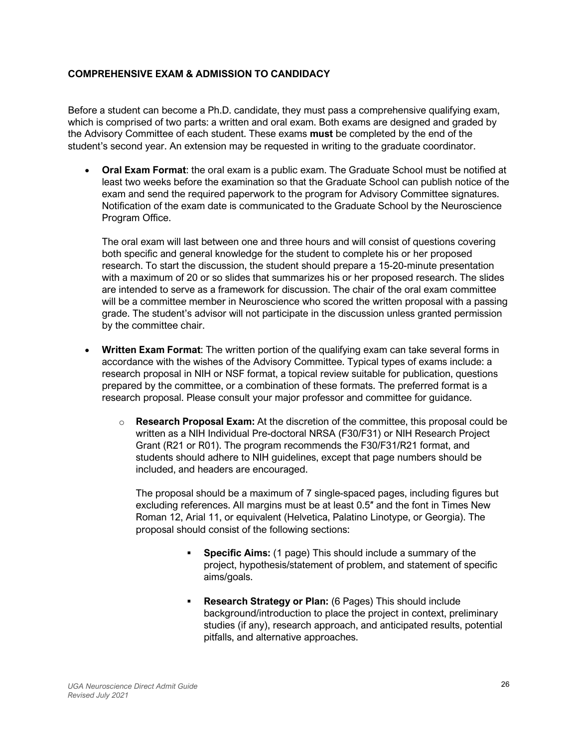## COMPREHENSIVE EXAM & ADMISSION TO CANDIDACY

Before a student can become a Ph.D. candidate, they must pass a comprehensive qualifying exam, which is comprised of two parts: a written and oral exam. Both exams are designed and graded by the Advisory Committee of each student. These exams **must** be completed by the end of the student's second year. An extension may be requested in writing to the graduate coordinator.

- **Oral Exam Format**: the oral exam is a public exam. The Graduate School must be notified at least two weeks before the examination so that the Graduate School can publish notice of the exam and send the required paperwork to the program for Advisory Committee signatures. Notification of the exam date is communicated to the Graduate School by the Neuroscience Program Office.

  The oral exam will last between one and three hours and will consist of questions covering both specific and general knowledge for the student to complete his or her proposed research. To start the discussion, the student should prepare a 15-20-minute presentation with a maximum of 20 or so slides that summarizes his or her proposed research. The slides are intended to serve as a framework for discussion. The chair of the oral exam committee will be a committee member in Neuroscience who scored the written proposal with a passing grade. The student's advisor will not participate in the discussion unless granted permission by the committee chair.

- **Written Exam Format**: The written portion of the qualifying exam can take several forms in accordance with the wishes of the Advisory Committee. Typical types of exams include: a research proposal in NIH or NSF format, a topical review suitable for publication, questions prepared by the committee, or a combination of these formats. The preferred format is a research proposal. Please consult your major professor and committee for guidance.

  - **Research Proposal Exam:** At the discretion of the committee, this proposal could be written as a NIH Individual Pre-doctoral NRSA (F30/F31) or NIH Research Project Grant (R21 or R01). The program recommends the F30/F31/R21 format, and students should adhere to NIH guidelines, except that page numbers should be included, and headers are encouraged.

    The proposal should be a maximum of 7 single-spaced pages, including figures but excluding references. All margins must be at least 0.5″ and the font in Times New Roman 12, Arial 11, or equivalent (Helvetica, Palatino Linotype, or Georgia). The proposal should consist of the following sections:

    - **Specific Aims:** (1 page) This should include a summary of the project, hypothesis/statement of problem, and statement of specific aims/goals.

    - **Research Strategy or Plan:** (6 Pages) This should include background/introduction to place the project in context, preliminary studies (if any), research approach, and anticipated results, potential pitfalls, and alternative approaches.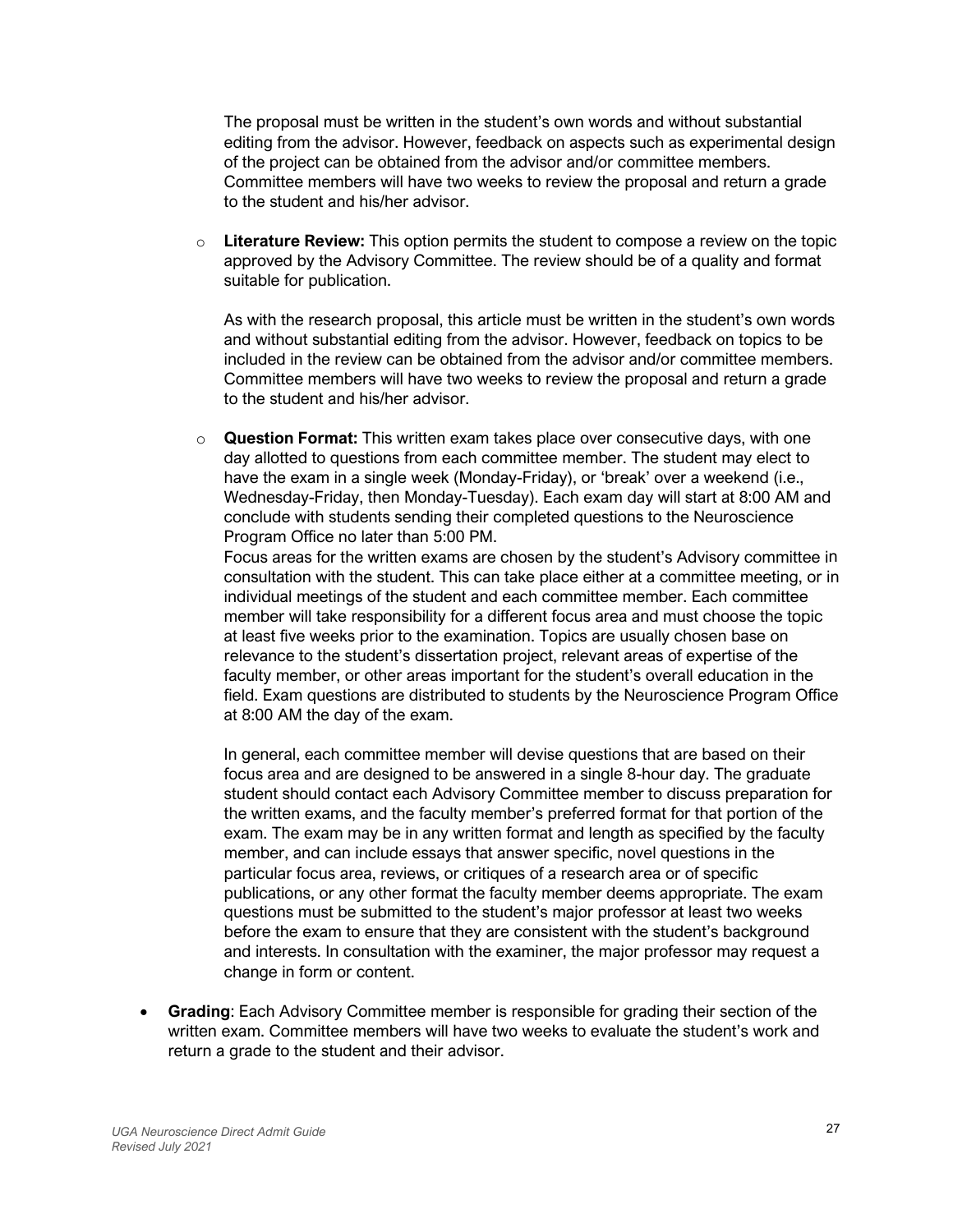The proposal must be written in the student's own words and without substantial editing from the advisor. However, feedback on aspects such as experimental design of the project can be obtained from the advisor and/or committee members. Committee members will have two weeks to review the proposal and return a grade to the student and his/her advisor.

- **Literature Review:** This option permits the student to compose a review on the topic approved by the Advisory Committee. The review should be of a quality and format suitable for publication.

  As with the research proposal, this article must be written in the student's own words and without substantial editing from the advisor. However, feedback on topics to be included in the review can be obtained from the advisor and/or committee members. Committee members will have two weeks to review the proposal and return a grade to the student and his/her advisor.

- **Question Format:** This written exam takes place over consecutive days, with one day allotted to questions from each committee member. The student may elect to have the exam in a single week (Monday-Friday), or 'break' over a weekend (i.e., Wednesday-Friday, then Monday-Tuesday). Each exam day will start at 8:00 AM and conclude with students sending their completed questions to the Neuroscience Program Office no later than 5:00 PM.
  Focus areas for the written exams are chosen by the student's Advisory committee in consultation with the student. This can take place either at a committee meeting, or in individual meetings of the student and each committee member. Each committee member will take responsibility for a different focus area and must choose the topic at least five weeks prior to the examination. Topics are usually chosen base on relevance to the student's dissertation project, relevant areas of expertise of the faculty member, or other areas important for the student's overall education in the field. Exam questions are distributed to students by the Neuroscience Program Office at 8:00 AM the day of the exam.

  In general, each committee member will devise questions that are based on their focus area and are designed to be answered in a single 8-hour day. The graduate student should contact each Advisory Committee member to discuss preparation for the written exams, and the faculty member's preferred format for that portion of the exam. The exam may be in any written format and length as specified by the faculty member, and can include essays that answer specific, novel questions in the particular focus area, reviews, or critiques of a research area or of specific publications, or any other format the faculty member deems appropriate. The exam questions must be submitted to the student's major professor at least two weeks before the exam to ensure that they are consistent with the student's background and interests. In consultation with the examiner, the major professor may request a change in form or content.

- **Grading**: Each Advisory Committee member is responsible for grading their section of the written exam. Committee members will have two weeks to evaluate the student's work and return a grade to the student and their advisor.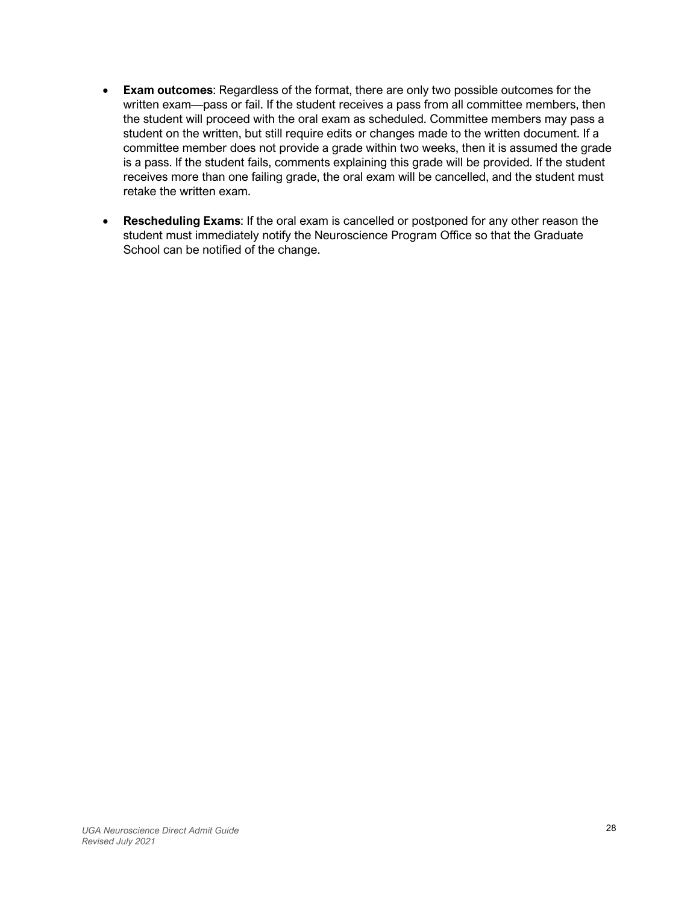- **Exam outcomes**: Regardless of the format, there are only two possible outcomes for the written exam—pass or fail. If the student receives a pass from all committee members, then the student will proceed with the oral exam as scheduled. Committee members may pass a student on the written, but still require edits or changes made to the written document. If a committee member does not provide a grade within two weeks, then it is assumed the grade is a pass. If the student fails, comments explaining this grade will be provided. If the student receives more than one failing grade, the oral exam will be cancelled, and the student must retake the written exam.

- **Rescheduling Exams**: If the oral exam is cancelled or postponed for any other reason the student must immediately notify the Neuroscience Program Office so that the Graduate School can be notified of the change.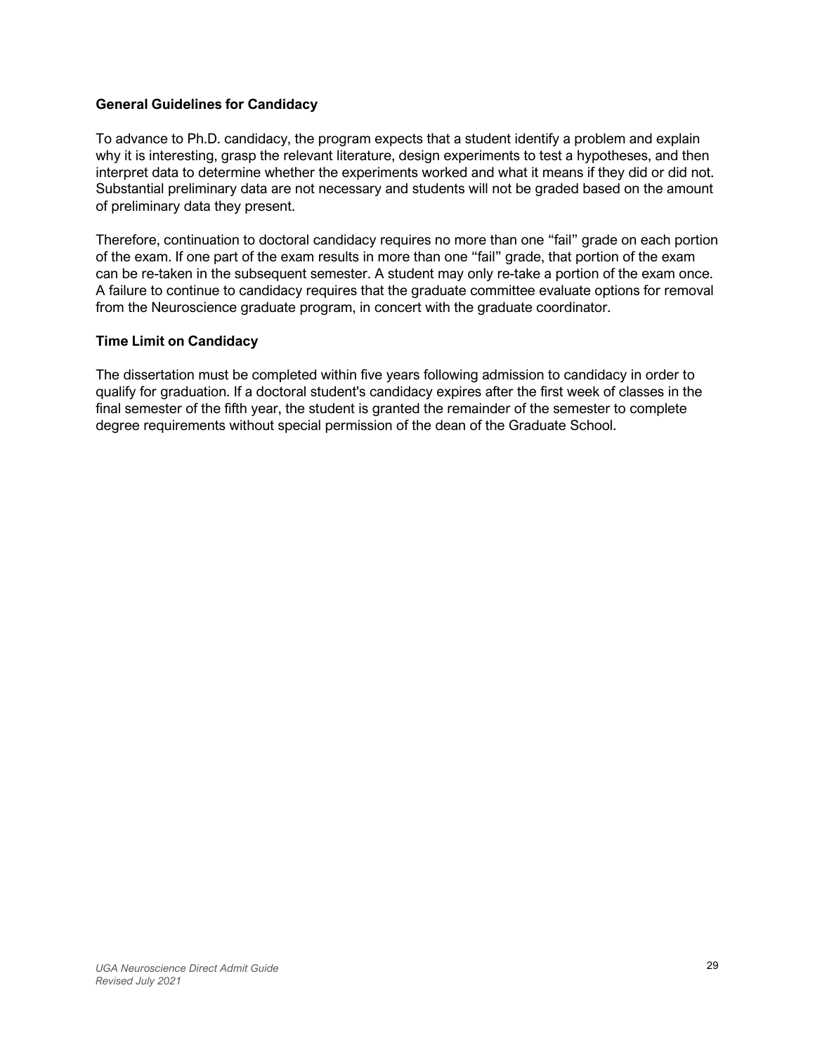**General Guidelines for Candidacy**

To advance to Ph.D. candidacy, the program expects that a student identify a problem and explain why it is interesting, grasp the relevant literature, design experiments to test a hypotheses, and then interpret data to determine whether the experiments worked and what it means if they did or did not. Substantial preliminary data are not necessary and students will not be graded based on the amount of preliminary data they present.

Therefore, continuation to doctoral candidacy requires no more than one "fail" grade on each portion of the exam. If one part of the exam results in more than one "fail" grade, that portion of the exam can be re-taken in the subsequent semester. A student may only re-take a portion of the exam once. A failure to continue to candidacy requires that the graduate committee evaluate options for removal from the Neuroscience graduate program, in concert with the graduate coordinator.

**Time Limit on Candidacy**

The dissertation must be completed within five years following admission to candidacy in order to qualify for graduation. If a doctoral student's candidacy expires after the first week of classes in the final semester of the fifth year, the student is granted the remainder of the semester to complete degree requirements without special permission of the dean of the Graduate School.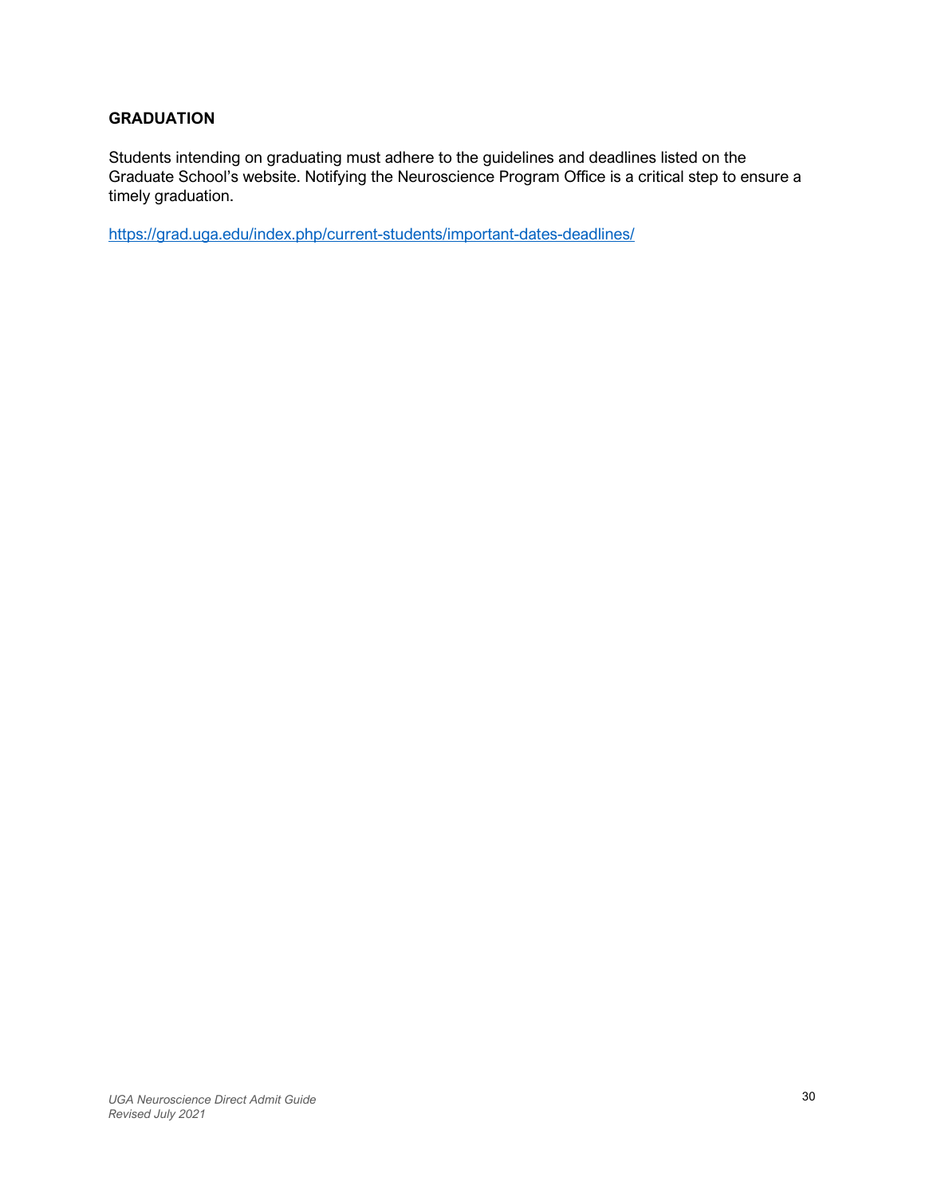## GRADUATION

Students intending on graduating must adhere to the guidelines and deadlines listed on the Graduate School's website. Notifying the Neuroscience Program Office is a critical step to ensure a timely graduation.

https://grad.uga.edu/index.php/current-students/important-dates-deadlines/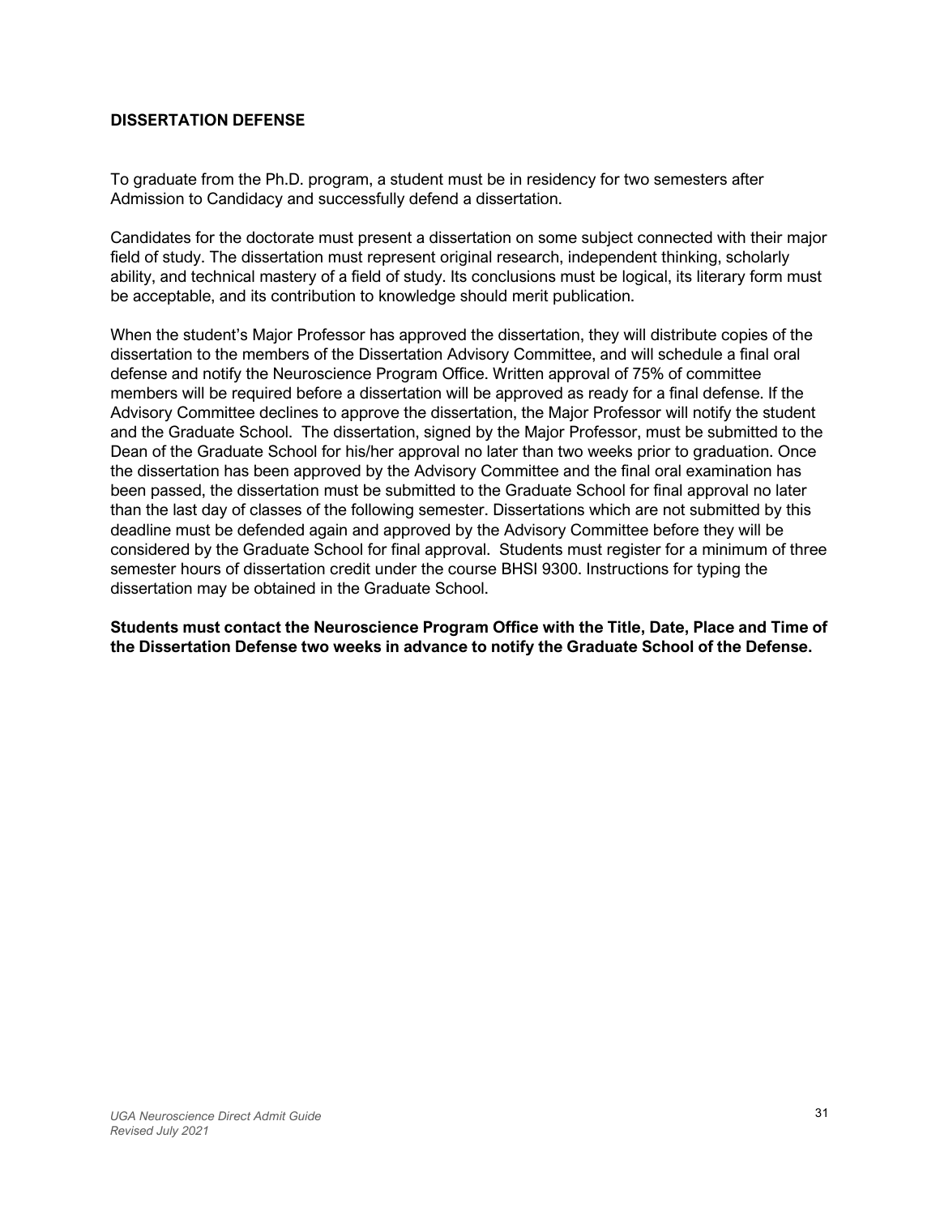## DISSERTATION DEFENSE

To graduate from the Ph.D. program, a student must be in residency for two semesters after Admission to Candidacy and successfully defend a dissertation.

Candidates for the doctorate must present a dissertation on some subject connected with their major field of study. The dissertation must represent original research, independent thinking, scholarly ability, and technical mastery of a field of study. Its conclusions must be logical, its literary form must be acceptable, and its contribution to knowledge should merit publication.

When the student's Major Professor has approved the dissertation, they will distribute copies of the dissertation to the members of the Dissertation Advisory Committee, and will schedule a final oral defense and notify the Neuroscience Program Office. Written approval of 75% of committee members will be required before a dissertation will be approved as ready for a final defense. If the Advisory Committee declines to approve the dissertation, the Major Professor will notify the student and the Graduate School. The dissertation, signed by the Major Professor, must be submitted to the Dean of the Graduate School for his/her approval no later than two weeks prior to graduation. Once the dissertation has been approved by the Advisory Committee and the final oral examination has been passed, the dissertation must be submitted to the Graduate School for final approval no later than the last day of classes of the following semester. Dissertations which are not submitted by this deadline must be defended again and approved by the Advisory Committee before they will be considered by the Graduate School for final approval. Students must register for a minimum of three semester hours of dissertation credit under the course BHSI 9300. Instructions for typing the dissertation may be obtained in the Graduate School.

**Students must contact the Neuroscience Program Office with the Title, Date, Place and Time of the Dissertation Defense two weeks in advance to notify the Graduate School of the Defense.**